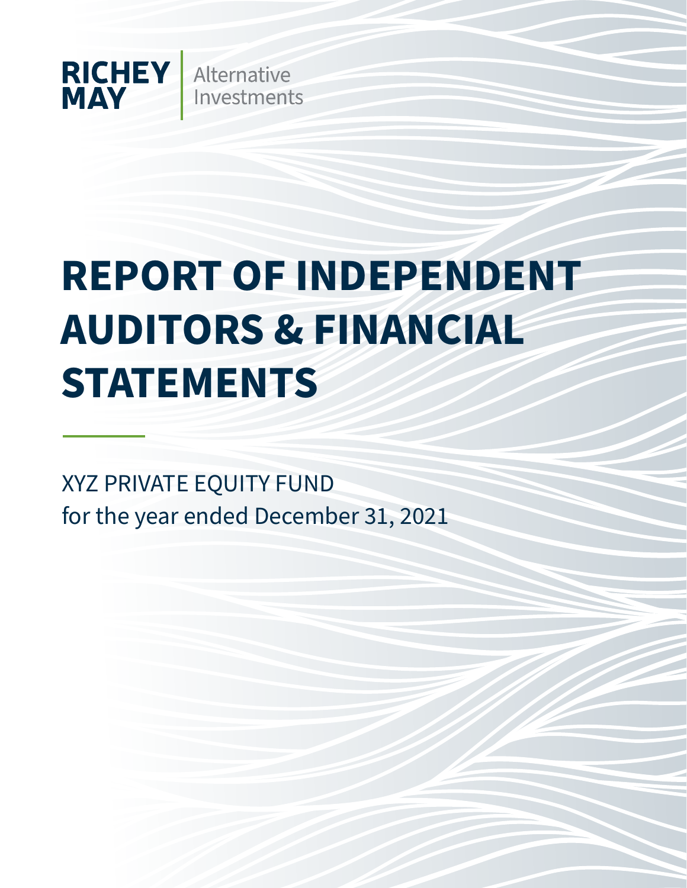RICHEY MAY | Alternative Investments

# REPORT OF INDEPENDENT AUDITORS & FINANCIAL STATEMENTS

XYZ PRIVATE EQUITY FUND
for the year ended December 31, 2021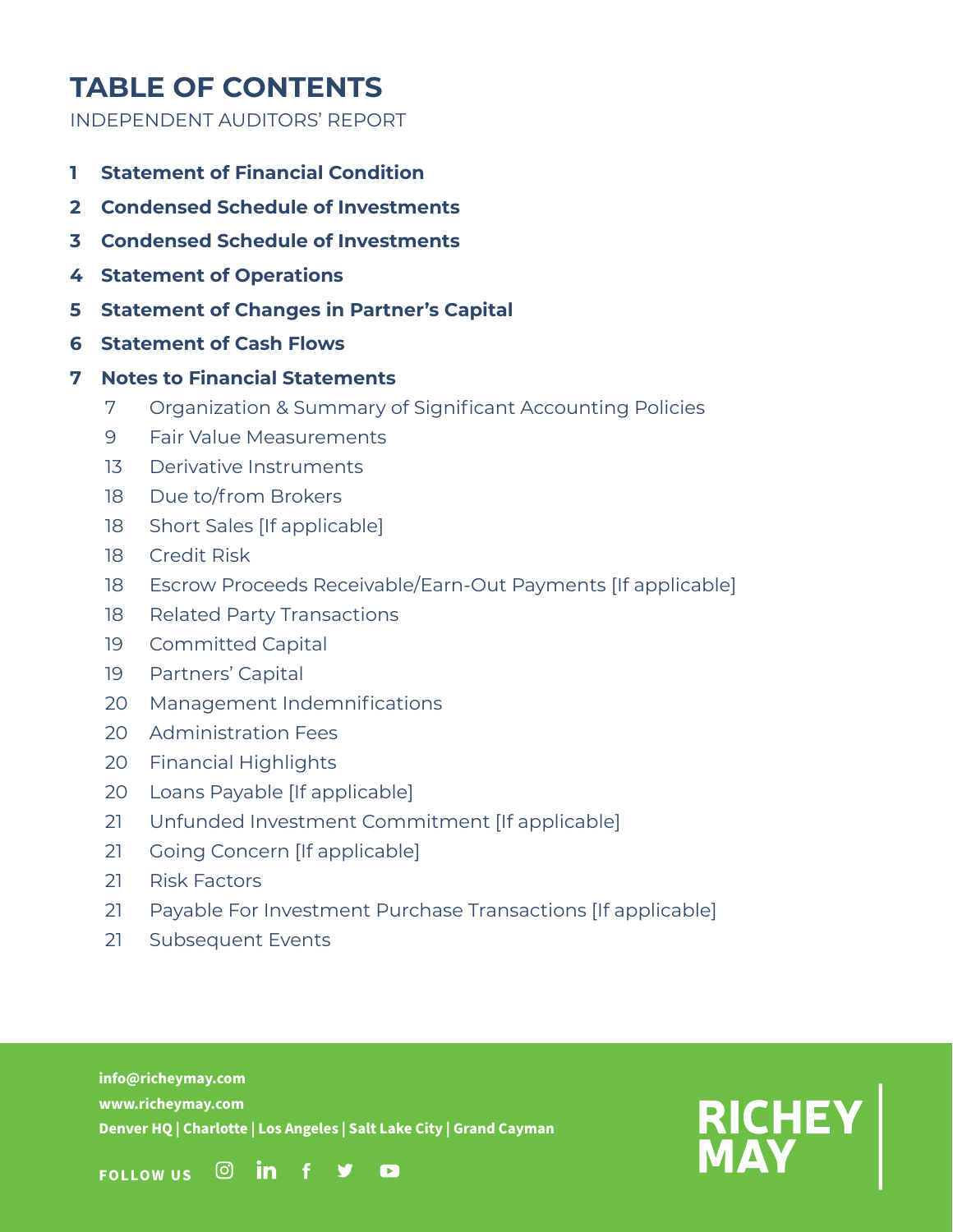# TABLE OF CONTENTS

INDEPENDENT AUDITORS' REPORT

**1 Statement of Financial Condition**

**2 Condensed Schedule of Investments**

**3 Condensed Schedule of Investments**

**4 Statement of Operations**

**5 Statement of Changes in Partner's Capital**

**6 Statement of Cash Flows**

**7 Notes to Financial Statements**

- 7 Organization & Summary of Significant Accounting Policies
- 9 Fair Value Measurements
- 13 Derivative Instruments
- 18 Due to/from Brokers
- 18 Short Sales [If applicable]
- 18 Credit Risk
- 18 Escrow Proceeds Receivable/Earn-Out Payments [If applicable]
- 18 Related Party Transactions
- 19 Committed Capital
- 19 Partners' Capital
- 20 Management Indemnifications
- 20 Administration Fees
- 20 Financial Highlights
- 20 Loans Payable [If applicable]
- 21 Unfunded Investment Commitment [If applicable]
- 21 Going Concern [If applicable]
- 21 Risk Factors
- 21 Payable For Investment Purchase Transactions [If applicable]
- 21 Subsequent Events

**info@richeymay.com**
**www.richeymay.com**
**Denver HQ | Charlotte | Los Angeles | Salt Lake City | Grand Cayman**

**FOLLOW US**

**RICHEY MAY**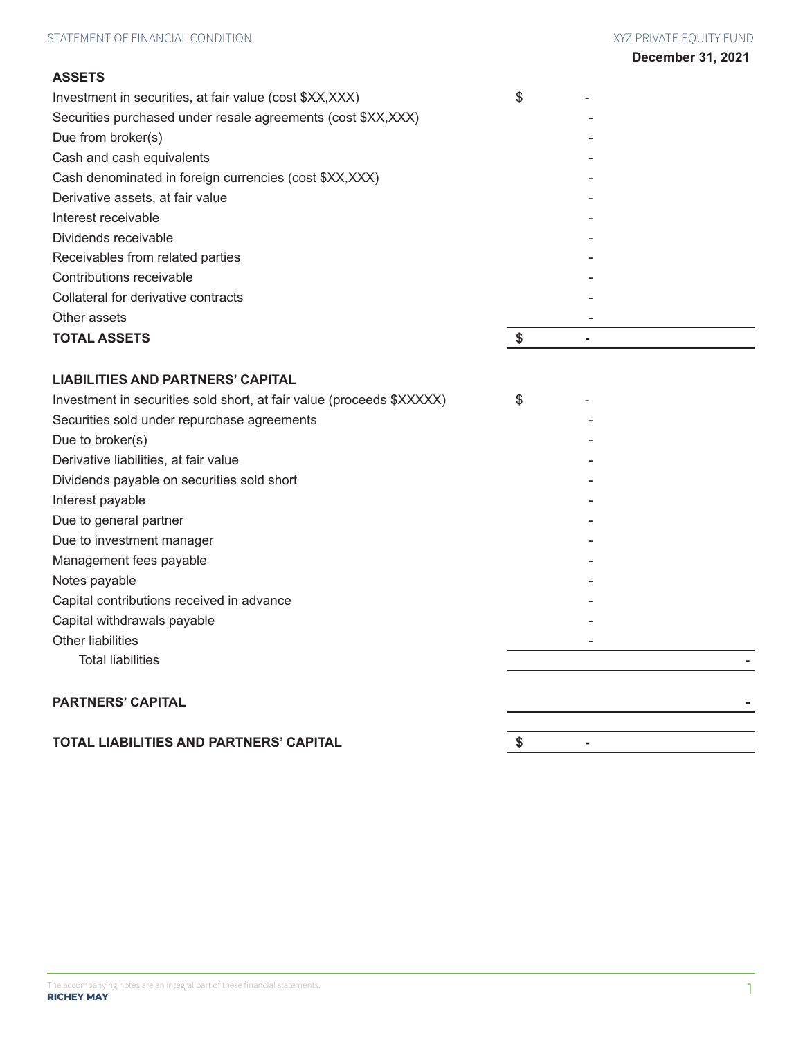## STATEMENT OF FINANCIAL CONDITION

**XYZ PRIVATE EQUITY FUND**

**December 31, 2021**

| | | |
|---|---|---|
| **ASSETS** | | |
| Investment in securities, at fair value (cost $XX,XXX) | $ - | |
| Securities purchased under resale agreements (cost $XX,XXX) | - | |
| Due from broker(s) | - | |
| Cash and cash equivalents | - | |
| Cash denominated in foreign currencies (cost $XX,XXX) | - | |
| Derivative assets, at fair value | - | |
| Interest receivable | - | |
| Dividends receivable | - | |
| Receivables from related parties | - | |
| Contributions receivable | - | |
| Collateral for derivative contracts | - | |
| Other assets | - | |
| **TOTAL ASSETS** | **$ -** | |
| | | |
| **LIABILITIES AND PARTNERS' CAPITAL** | | |
| Investment in securities sold short, at fair value (proceeds $XXXXX) | $ - | |
| Securities sold under repurchase agreements | - | |
| Due to broker(s) | - | |
| Derivative liabilities, at fair value | - | |
| Dividends payable on securities sold short | - | |
| Interest payable | - | |
| Due to general partner | - | |
| Due to investment manager | - | |
| Management fees payable | - | |
| Notes payable | - | |
| Capital contributions received in advance | - | |
| Capital withdrawals payable | - | |
| Other liabilities | - | |
| Total liabilities | | - |
| | | |
| **PARTNERS' CAPITAL** | | **-** |
| | | |
| **TOTAL LIABILITIES AND PARTNERS' CAPITAL** | **$ -** | |

The accompanying notes are an integral part of these financial statements.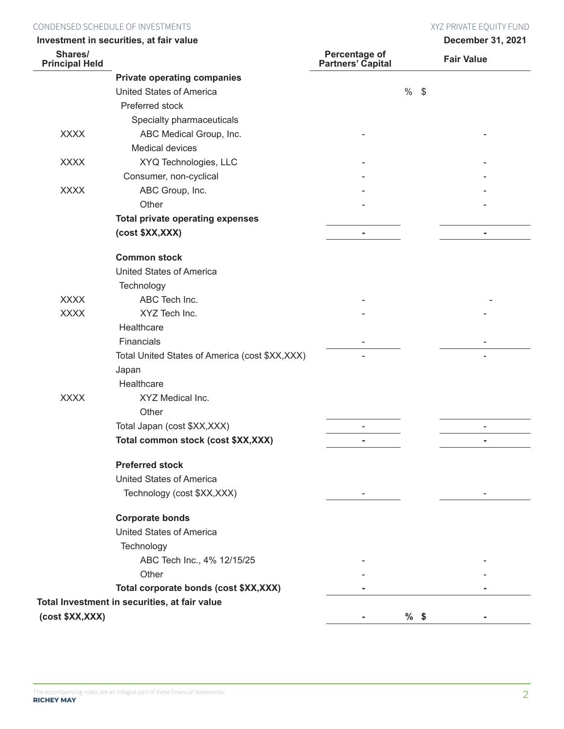CONDENSED SCHEDULE OF INVESTMENTS

XYZ PRIVATE EQUITY FUND

**Investment in securities, at fair value**

**December 31, 2021**

| Shares/ Principal Held | | Percentage of Partners' Capital | | Fair Value |
|---|---|---|---|---|
| | **Private operating companies** | | | |
| | United States of America | % | $ | |
| | Preferred stock | | | |
| | Specialty pharmaceuticals | | | |
| XXXX | ABC Medical Group, Inc. | - | | - |
| | Medical devices | | | |
| XXXX | XYQ Technologies, LLC | - | | - |
| | Consumer, non-cyclical | - | | - |
| XXXX | ABC Group, Inc. | - | | - |
| | Other | - | | - |
| | **Total private operating expenses (cost $XX,XXX)** | **-** | | **-** |
| | **Common stock** | | | |
| | United States of America | | | |
| | Technology | | | |
| XXXX | ABC Tech Inc. | - | | - |
| XXXX | XYZ Tech Inc. | - | | - |
| | Healthcare | | | |
| | Financials | - | | - |
| | Total United States of America (cost $XX,XXX) | - | | - |
| | Japan | | | |
| | Healthcare | | | |
| XXXX | XYZ Medical Inc. | | | |
| | Other | | | |
| | Total Japan (cost $XX,XXX) | - | | - |
| | **Total common stock (cost $XX,XXX)** | **-** | | **-** |
| | **Preferred stock** | | | |
| | United States of America | | | |
| | Technology (cost $XX,XXX) | - | | - |
| | **Corporate bonds** | | | |
| | United States of America | | | |
| | Technology | | | |
| | ABC Tech Inc., 4% 12/15/25 | - | | - |
| | Other | - | | - |
| | **Total corporate bonds (cost $XX,XXX)** | **-** | | **-** |
| **Total Investment in securities, at fair value (cost $XX,XXX)** | | **-** | **% $** | **-** |

The accompanying notes are an integral part of these financial statements.

**RICHEY MAY**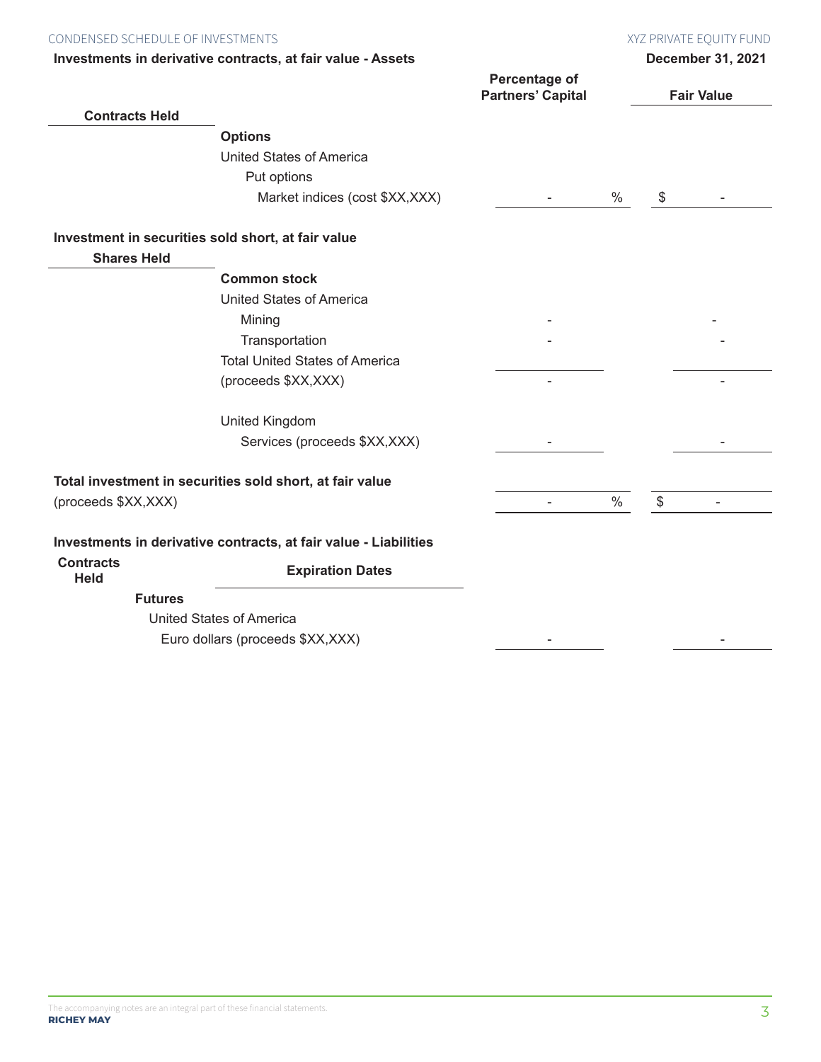**Investments in derivative contracts, at fair value - Assets**

**December 31, 2021**

| Contracts Held | | Percentage of Partners' Capital | | Fair Value |
|---|---|---|---|---|
| | **Options** | | | |
| | United States of America | | | |
| | Put options | | | |
| | Market indices (cost $XX,XXX) | - | % | $ - |

**Investment in securities sold short, at fair value**

| Shares Held | | Percentage of Partners' Capital | | Fair Value |
|---|---|---|---|---|
| | **Common stock** | | | |
| | United States of America | | | |
| | Mining | - | | - |
| | Transportation | - | | - |
| | Total United States of America (proceeds $XX,XXX) | - | | - |
| | United Kingdom | | | |
| | Services (proceeds $XX,XXX) | - | | - |
| **Total investment in securities sold short, at fair value** (proceeds $XX,XXX) | | - | % | $ - |

**Investments in derivative contracts, at fair value - Liabilities**

| Contracts Held | Expiration Dates | Percentage of Partners' Capital | Fair Value |
|---|---|---|---|
| **Futures** | | | |
| United States of America | | | |
| Euro dollars (proceeds $XX,XXX) | | - | - |

The accompanying notes are an integral part of these financial statements.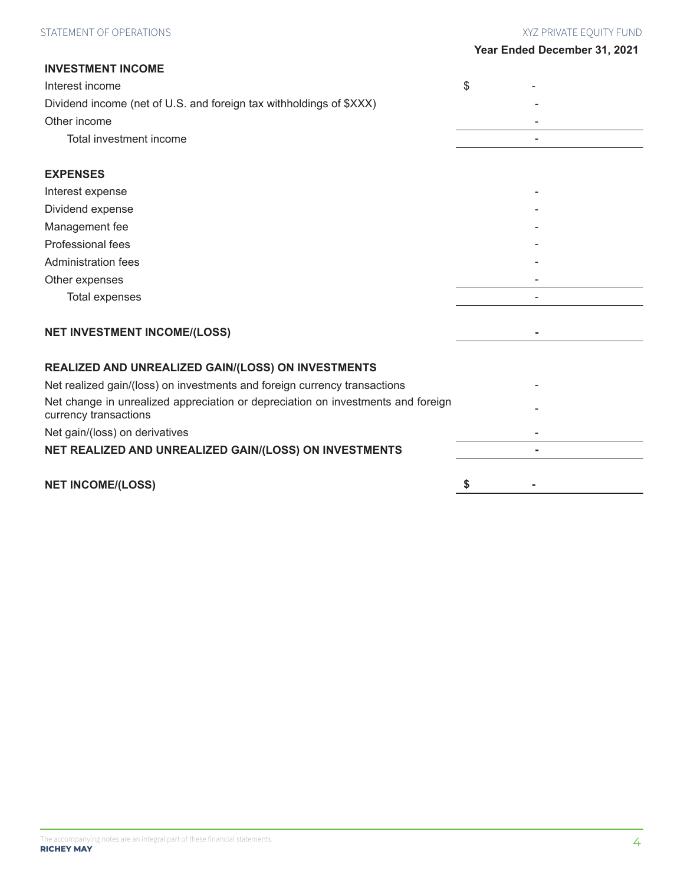## STATEMENT OF OPERATIONS

XYZ PRIVATE EQUITY FUND

| | Year Ended December 31, 2021 |
|---|---|
| **INVESTMENT INCOME** | |
| Interest income | $ - |
| Dividend income (net of U.S. and foreign tax withholdings of $XXX) | - |
| Other income | - |
| Total investment income | - |
| | |
| **EXPENSES** | |
| Interest expense | - |
| Dividend expense | - |
| Management fee | - |
| Professional fees | - |
| Administration fees | - |
| Other expenses | - |
| Total expenses | - |
| | |
| **NET INVESTMENT INCOME/(LOSS)** | **-** |
| | |
| **REALIZED AND UNREALIZED GAIN/(LOSS) ON INVESTMENTS** | |
| Net realized gain/(loss) on investments and foreign currency transactions | - |
| Net change in unrealized appreciation or depreciation on investments and foreign currency transactions | - |
| Net gain/(loss) on derivatives | - |
| **NET REALIZED AND UNREALIZED GAIN/(LOSS) ON INVESTMENTS** | **-** |
| | |
| **NET INCOME/(LOSS)** | **$ -** |

The accompanying notes are an integral part of these financial statements.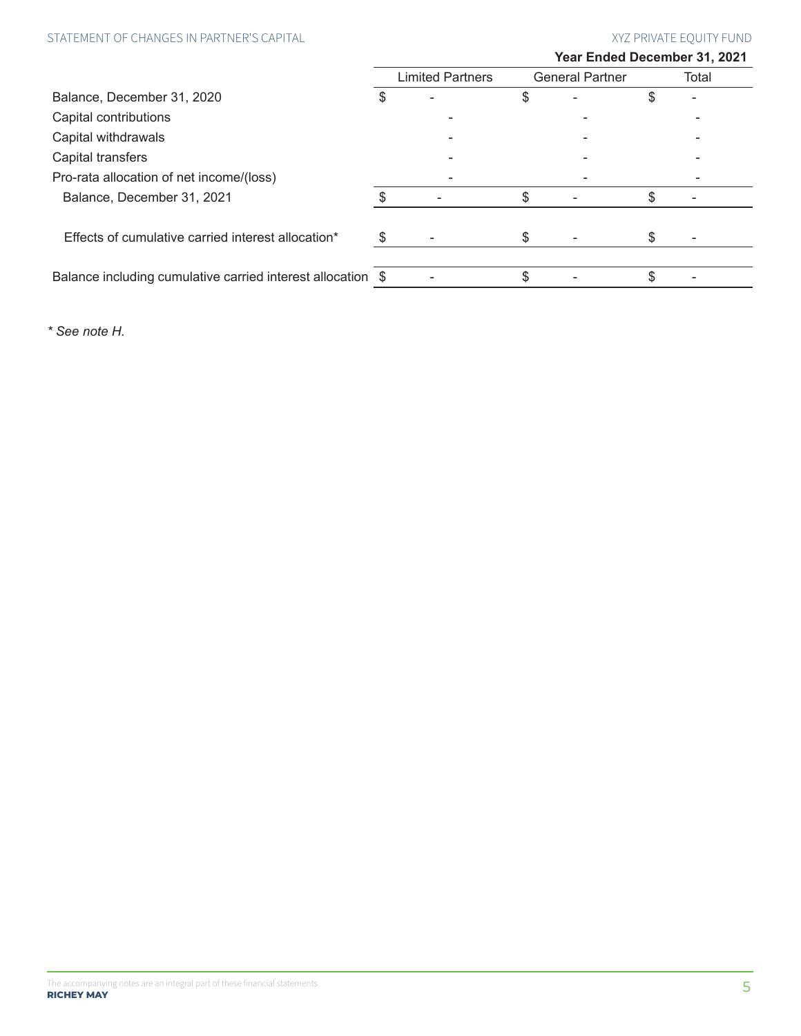## STATEMENT OF CHANGES IN PARTNER'S CAPITAL

**Year Ended December 31, 2021**

| | Limited Partners | General Partner | Total |
|---|---|---|---|
| Balance, December 31, 2020 | $ - | $ - | $ - |
| Capital contributions | - | - | - |
| Capital withdrawals | - | - | - |
| Capital transfers | - | - | - |
| Pro-rata allocation of net income/(loss) | - | - | - |
| Balance, December 31, 2021 | $ - | $ - | $ - |
| Effects of cumulative carried interest allocation* | $ - | $ - | $ - |
| Balance including cumulative carried interest allocation | $ - | $ - | $ - |

*\* See note H.*

The accompanying notes are an integral part of these financial statements.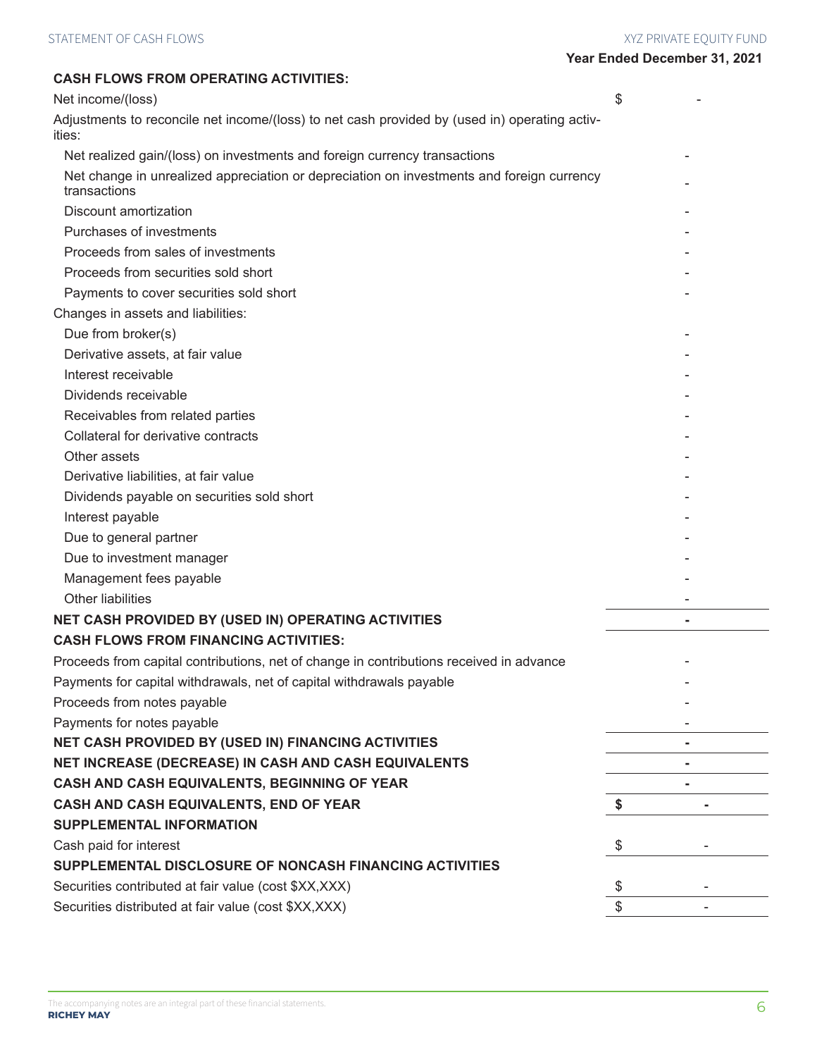## STATEMENT OF CASH FLOWS

### XYZ PRIVATE EQUITY FUND

| | Year Ended December 31, 2021 |
|---|---|
| **CASH FLOWS FROM OPERATING ACTIVITIES:** | |
| Net income/(loss) | $ - |
| Adjustments to reconcile net income/(loss) to net cash provided by (used in) operating activities: | |
| Net realized gain/(loss) on investments and foreign currency transactions | - |
| Net change in unrealized appreciation or depreciation on investments and foreign currency transactions | - |
| Discount amortization | - |
| Purchases of investments | - |
| Proceeds from sales of investments | - |
| Proceeds from securities sold short | - |
| Payments to cover securities sold short | - |
| Changes in assets and liabilities: | |
| Due from broker(s) | - |
| Derivative assets, at fair value | - |
| Interest receivable | - |
| Dividends receivable | - |
| Receivables from related parties | - |
| Collateral for derivative contracts | - |
| Other assets | - |
| Derivative liabilities, at fair value | - |
| Dividends payable on securities sold short | - |
| Interest payable | - |
| Due to general partner | - |
| Due to investment manager | - |
| Management fees payable | - |
| Other liabilities | - |
| **NET CASH PROVIDED BY (USED IN) OPERATING ACTIVITIES** | **-** |
| **CASH FLOWS FROM FINANCING ACTIVITIES:** | |
| Proceeds from capital contributions, net of change in contributions received in advance | - |
| Payments for capital withdrawals, net of capital withdrawals payable | - |
| Proceeds from notes payable | - |
| Payments for notes payable | - |
| **NET CASH PROVIDED BY (USED IN) FINANCING ACTIVITIES** | **-** |
| **NET INCREASE (DECREASE) IN CASH AND CASH EQUIVALENTS** | **-** |
| **CASH AND CASH EQUIVALENTS, BEGINNING OF YEAR** | **-** |
| **CASH AND CASH EQUIVALENTS, END OF YEAR** | **$ -** |
| **SUPPLEMENTAL INFORMATION** | |
| Cash paid for interest | $ - |
| **SUPPLEMENTAL DISCLOSURE OF NONCASH FINANCING ACTIVITIES** | |
| Securities contributed at fair value (cost $XX,XXX) | $ - |
| Securities distributed at fair value (cost $XX,XXX) | $ - |

The accompanying notes are an integral part of these financial statements.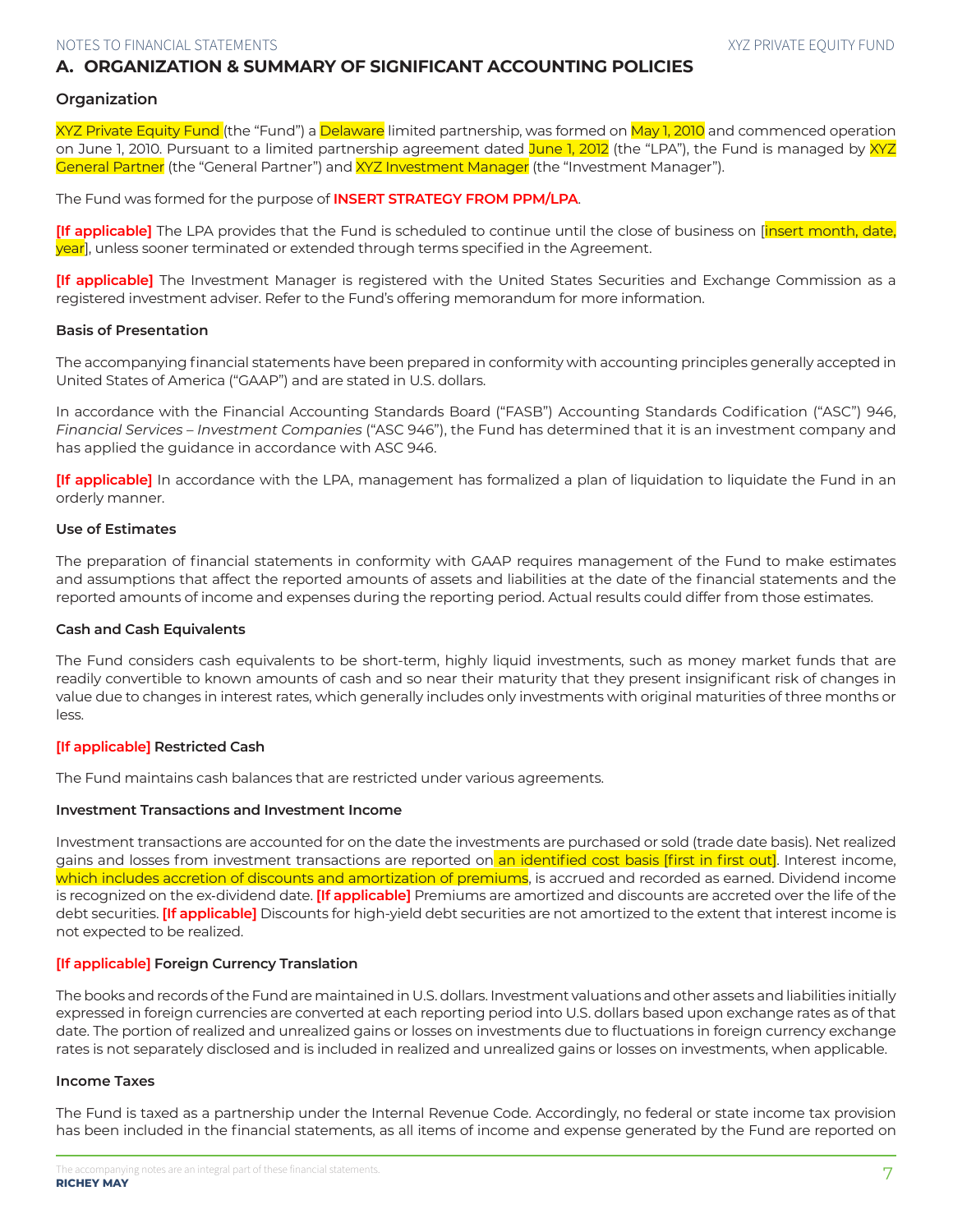## A. ORGANIZATION & SUMMARY OF SIGNIFICANT ACCOUNTING POLICIES

### Organization

XYZ Private Equity Fund (the "Fund") a Delaware limited partnership, was formed on May 1, 2010 and commenced operation on June 1, 2010. Pursuant to a limited partnership agreement dated June 1, 2012 (the "LPA"), the Fund is managed by XYZ General Partner (the "General Partner") and XYZ Investment Manager (the "Investment Manager").

The Fund was formed for the purpose of **INSERT STRATEGY FROM PPM/LPA**.

**[If applicable]** The LPA provides that the Fund is scheduled to continue until the close of business on [insert month, date, year], unless sooner terminated or extended through terms specified in the Agreement.

**[If applicable]** The Investment Manager is registered with the United States Securities and Exchange Commission as a registered investment adviser. Refer to the Fund's offering memorandum for more information.

#### Basis of Presentation

The accompanying financial statements have been prepared in conformity with accounting principles generally accepted in United States of America ("GAAP") and are stated in U.S. dollars.

In accordance with the Financial Accounting Standards Board ("FASB") Accounting Standards Codification ("ASC") 946, *Financial Services – Investment Companies* ("ASC 946"), the Fund has determined that it is an investment company and has applied the guidance in accordance with ASC 946.

**[If applicable]** In accordance with the LPA, management has formalized a plan of liquidation to liquidate the Fund in an orderly manner.

#### Use of Estimates

The preparation of financial statements in conformity with GAAP requires management of the Fund to make estimates and assumptions that affect the reported amounts of assets and liabilities at the date of the financial statements and the reported amounts of income and expenses during the reporting period. Actual results could differ from those estimates.

#### Cash and Cash Equivalents

The Fund considers cash equivalents to be short-term, highly liquid investments, such as money market funds that are readily convertible to known amounts of cash and so near their maturity that they present insignificant risk of changes in value due to changes in interest rates, which generally includes only investments with original maturities of three months or less.

#### [If applicable] Restricted Cash

The Fund maintains cash balances that are restricted under various agreements.

#### Investment Transactions and Investment Income

Investment transactions are accounted for on the date the investments are purchased or sold (trade date basis). Net realized gains and losses from investment transactions are reported on an identified cost basis [first in first out]. Interest income, which includes accretion of discounts and amortization of premiums, is accrued and recorded as earned. Dividend income is recognized on the ex-dividend date. **[If applicable]** Premiums are amortized and discounts are accreted over the life of the debt securities. **[If applicable]** Discounts for high-yield debt securities are not amortized to the extent that interest income is not expected to be realized.

#### [If applicable] Foreign Currency Translation

The books and records of the Fund are maintained in U.S. dollars. Investment valuations and other assets and liabilities initially expressed in foreign currencies are converted at each reporting period into U.S. dollars based upon exchange rates as of that date. The portion of realized and unrealized gains or losses on investments due to fluctuations in foreign currency exchange rates is not separately disclosed and is included in realized and unrealized gains or losses on investments, when applicable.

#### Income Taxes

The Fund is taxed as a partnership under the Internal Revenue Code. Accordingly, no federal or state income tax provision has been included in the financial statements, as all items of income and expense generated by the Fund are reported on

The accompanying notes are an integral part of these financial statements.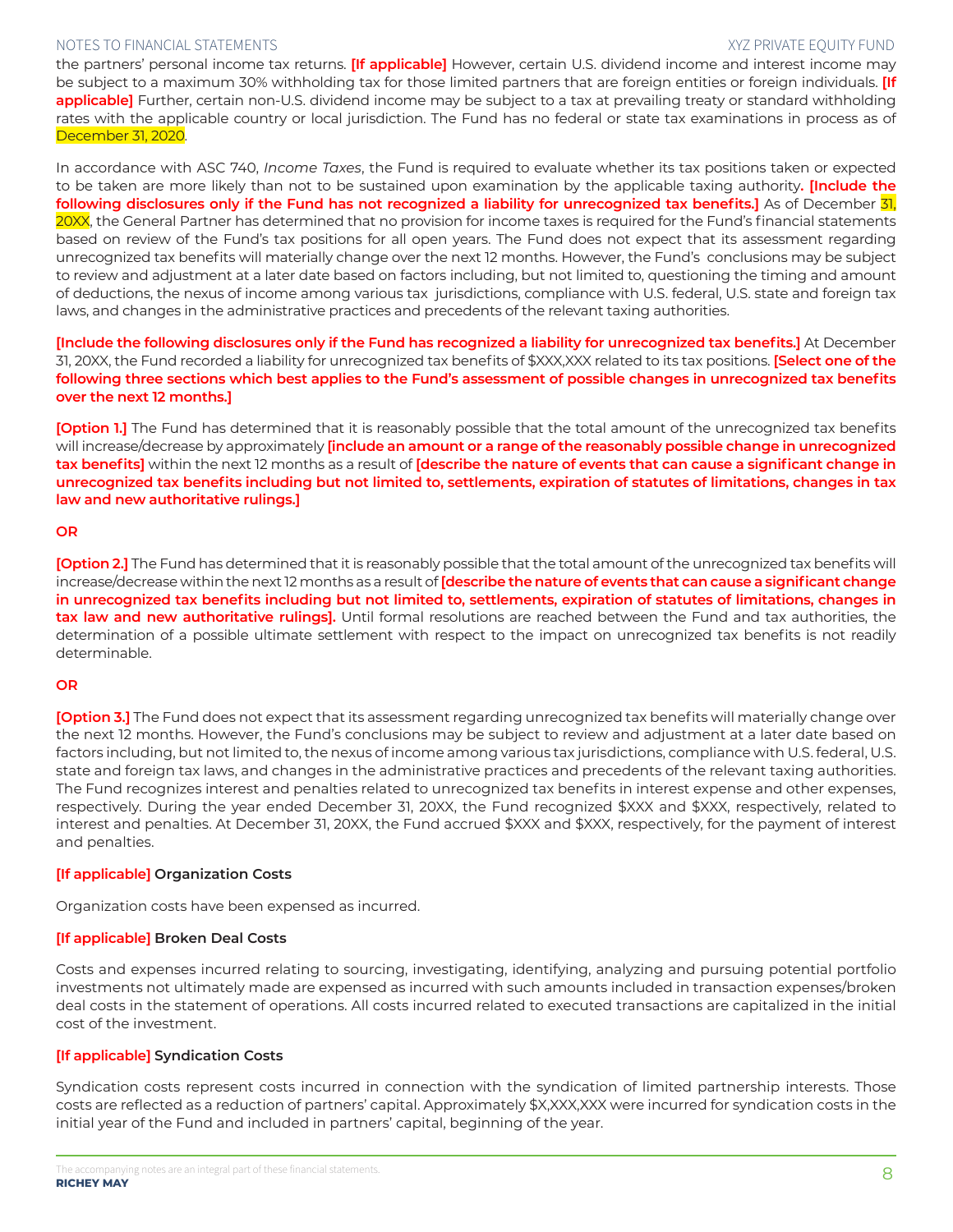the partners' personal income tax returns. **[If applicable]** However, certain U.S. dividend income and interest income may be subject to a maximum 30% withholding tax for those limited partners that are foreign entities or foreign individuals. **[If applicable]** Further, certain non-U.S. dividend income may be subject to a tax at prevailing treaty or standard withholding rates with the applicable country or local jurisdiction. The Fund has no federal or state tax examinations in process as of December 31, 2020.

In accordance with ASC 740, *Income Taxes*, the Fund is required to evaluate whether its tax positions taken or expected to be taken are more likely than not to be sustained upon examination by the applicable taxing authority**. [Include the following disclosures only if the Fund has not recognized a liability for unrecognized tax benefits.]** As of December 31, 20XX, the General Partner has determined that no provision for income taxes is required for the Fund's financial statements based on review of the Fund's tax positions for all open years. The Fund does not expect that its assessment regarding unrecognized tax benefits will materially change over the next 12 months. However, the Fund's conclusions may be subject to review and adjustment at a later date based on factors including, but not limited to, questioning the timing and amount of deductions, the nexus of income among various tax jurisdictions, compliance with U.S. federal, U.S. state and foreign tax laws, and changes in the administrative practices and precedents of the relevant taxing authorities.

**[Include the following disclosures only if the Fund has recognized a liability for unrecognized tax benefits.]** At December 31, 20XX, the Fund recorded a liability for unrecognized tax benefits of $XXX,XXX related to its tax positions. **[Select one of the following three sections which best applies to the Fund's assessment of possible changes in unrecognized tax benefits over the next 12 months.]**

**[Option 1.]** The Fund has determined that it is reasonably possible that the total amount of the unrecognized tax benefits will increase/decrease by approximately **[include an amount or a range of the reasonably possible change in unrecognized tax benefits]** within the next 12 months as a result of **[describe the nature of events that can cause a significant change in unrecognized tax benefits including but not limited to, settlements, expiration of statutes of limitations, changes in tax law and new authoritative rulings.]**

**OR**

**[Option 2.]** The Fund has determined that it is reasonably possible that the total amount of the unrecognized tax benefits will increase/decrease within the next 12 months as a result of **[describe the nature of events that can cause a significant change in unrecognized tax benefits including but not limited to, settlements, expiration of statutes of limitations, changes in tax law and new authoritative rulings].** Until formal resolutions are reached between the Fund and tax authorities, the determination of a possible ultimate settlement with respect to the impact on unrecognized tax benefits is not readily determinable.

**OR**

**[Option 3.]** The Fund does not expect that its assessment regarding unrecognized tax benefits will materially change over the next 12 months. However, the Fund's conclusions may be subject to review and adjustment at a later date based on factors including, but not limited to, the nexus of income among various tax jurisdictions, compliance with U.S. federal, U.S. state and foreign tax laws, and changes in the administrative practices and precedents of the relevant taxing authorities. The Fund recognizes interest and penalties related to unrecognized tax benefits in interest expense and other expenses, respectively. During the year ended December 31, 20XX, the Fund recognized $XXX and $XXX, respectively, related to interest and penalties. At December 31, 20XX, the Fund accrued $XXX and $XXX, respectively, for the payment of interest and penalties.

**[If applicable] Organization Costs**

Organization costs have been expensed as incurred.

**[If applicable] Broken Deal Costs**

Costs and expenses incurred relating to sourcing, investigating, identifying, analyzing and pursuing potential portfolio investments not ultimately made are expensed as incurred with such amounts included in transaction expenses/broken deal costs in the statement of operations. All costs incurred related to executed transactions are capitalized in the initial cost of the investment.

**[If applicable] Syndication Costs**

Syndication costs represent costs incurred in connection with the syndication of limited partnership interests. Those costs are reflected as a reduction of partners' capital. Approximately $X,XXX,XXX were incurred for syndication costs in the initial year of the Fund and included in partners' capital, beginning of the year.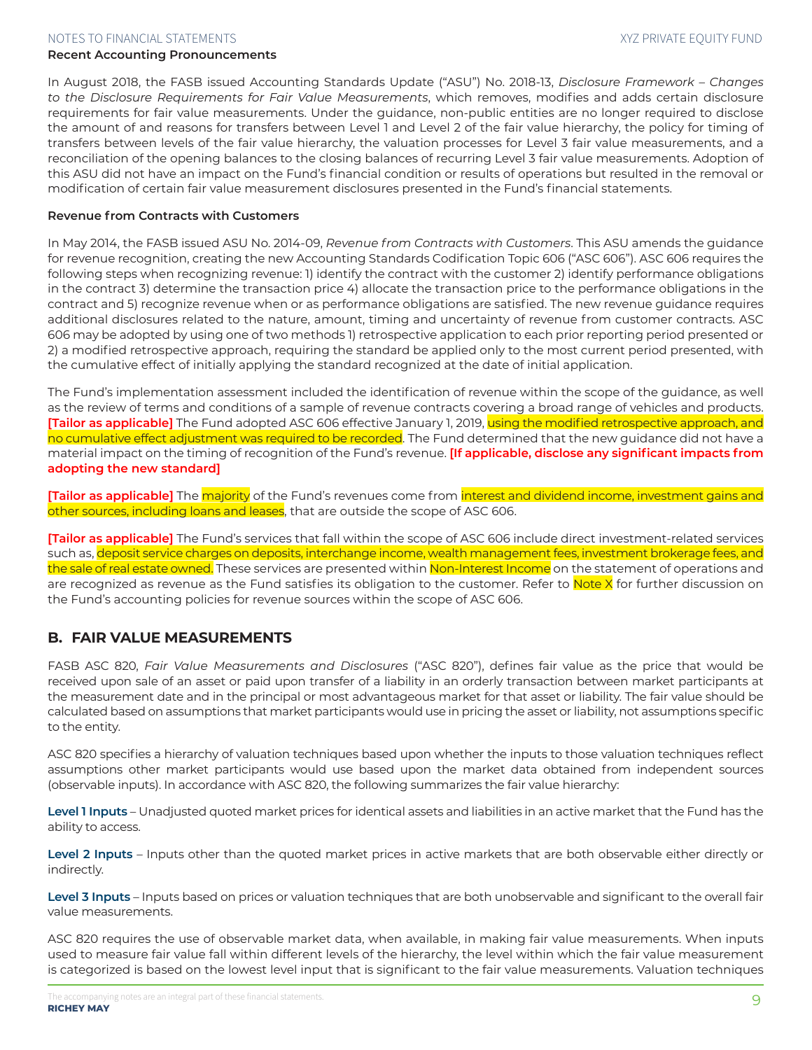### Recent Accounting Pronouncements

In August 2018, the FASB issued Accounting Standards Update ("ASU") No. 2018-13, *Disclosure Framework – Changes to the Disclosure Requirements for Fair Value Measurements*, which removes, modifies and adds certain disclosure requirements for fair value measurements. Under the guidance, non-public entities are no longer required to disclose the amount of and reasons for transfers between Level 1 and Level 2 of the fair value hierarchy, the policy for timing of transfers between levels of the fair value hierarchy, the valuation processes for Level 3 fair value measurements, and a reconciliation of the opening balances to the closing balances of recurring Level 3 fair value measurements. Adoption of this ASU did not have an impact on the Fund's financial condition or results of operations but resulted in the removal or modification of certain fair value measurement disclosures presented in the Fund's financial statements.

### Revenue from Contracts with Customers

In May 2014, the FASB issued ASU No. 2014-09, *Revenue from Contracts with Customers*. This ASU amends the guidance for revenue recognition, creating the new Accounting Standards Codification Topic 606 ("ASC 606"). ASC 606 requires the following steps when recognizing revenue: 1) identify the contract with the customer 2) identify performance obligations in the contract 3) determine the transaction price 4) allocate the transaction price to the performance obligations in the contract and 5) recognize revenue when or as performance obligations are satisfied. The new revenue guidance requires additional disclosures related to the nature, amount, timing and uncertainty of revenue from customer contracts. ASC 606 may be adopted by using one of two methods 1) retrospective application to each prior reporting period presented or 2) a modified retrospective approach, requiring the standard be applied only to the most current period presented, with the cumulative effect of initially applying the standard recognized at the date of initial application.

The Fund's implementation assessment included the identification of revenue within the scope of the guidance, as well as the review of terms and conditions of a sample of revenue contracts covering a broad range of vehicles and products. **[Tailor as applicable]** The Fund adopted ASC 606 effective January 1, 2019, using the modified retrospective approach, and no cumulative effect adjustment was required to be recorded. The Fund determined that the new guidance did not have a material impact on the timing of recognition of the Fund's revenue. **[If applicable, disclose any significant impacts from adopting the new standard]**

**[Tailor as applicable]** The majority of the Fund's revenues come from interest and dividend income, investment gains and other sources, including loans and leases, that are outside the scope of ASC 606.

**[Tailor as applicable]** The Fund's services that fall within the scope of ASC 606 include direct investment-related services such as, deposit service charges on deposits, interchange income, wealth management fees, investment brokerage fees, and the sale of real estate owned. These services are presented within Non-Interest Income on the statement of operations and are recognized as revenue as the Fund satisfies its obligation to the customer. Refer to Note X for further discussion on the Fund's accounting policies for revenue sources within the scope of ASC 606.

## B. FAIR VALUE MEASUREMENTS

FASB ASC 820, *Fair Value Measurements and Disclosures* ("ASC 820"), defines fair value as the price that would be received upon sale of an asset or paid upon transfer of a liability in an orderly transaction between market participants at the measurement date and in the principal or most advantageous market for that asset or liability. The fair value should be calculated based on assumptions that market participants would use in pricing the asset or liability, not assumptions specific to the entity.

ASC 820 specifies a hierarchy of valuation techniques based upon whether the inputs to those valuation techniques reflect assumptions other market participants would use based upon the market data obtained from independent sources (observable inputs). In accordance with ASC 820, the following summarizes the fair value hierarchy:

**Level 1 Inputs** – Unadjusted quoted market prices for identical assets and liabilities in an active market that the Fund has the ability to access.

**Level 2 Inputs** – Inputs other than the quoted market prices in active markets that are both observable either directly or indirectly.

**Level 3 Inputs** – Inputs based on prices or valuation techniques that are both unobservable and significant to the overall fair value measurements.

ASC 820 requires the use of observable market data, when available, in making fair value measurements. When inputs used to measure fair value fall within different levels of the hierarchy, the level within which the fair value measurement is categorized is based on the lowest level input that is significant to the fair value measurements. Valuation techniques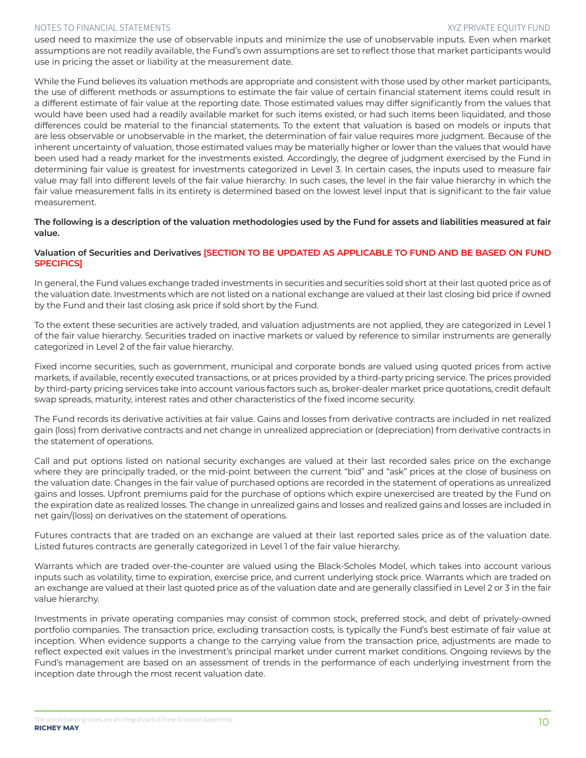used need to maximize the use of observable inputs and minimize the use of unobservable inputs. Even when market assumptions are not readily available, the Fund's own assumptions are set to reflect those that market participants would use in pricing the asset or liability at the measurement date.

While the Fund believes its valuation methods are appropriate and consistent with those used by other market participants, the use of different methods or assumptions to estimate the fair value of certain financial statement items could result in a different estimate of fair value at the reporting date. Those estimated values may differ significantly from the values that would have been used had a readily available market for such items existed, or had such items been liquidated, and those differences could be material to the financial statements. To the extent that valuation is based on models or inputs that are less observable or unobservable in the market, the determination of fair value requires more judgment. Because of the inherent uncertainty of valuation, those estimated values may be materially higher or lower than the values that would have been used had a ready market for the investments existed. Accordingly, the degree of judgment exercised by the Fund in determining fair value is greatest for investments categorized in Level 3. In certain cases, the inputs used to measure fair value may fall into different levels of the fair value hierarchy. In such cases, the level in the fair value hierarchy in which the fair value measurement falls in its entirety is determined based on the lowest level input that is significant to the fair value measurement.

**The following is a description of the valuation methodologies used by the Fund for assets and liabilities measured at fair value.**

**Valuation of Securities and Derivatives [SECTION TO BE UPDATED AS APPLICABLE TO FUND AND BE BASED ON FUND SPECIFICS]**

In general, the Fund values exchange traded investments in securities and securities sold short at their last quoted price as of the valuation date. Investments which are not listed on a national exchange are valued at their last closing bid price if owned by the Fund and their last closing ask price if sold short by the Fund.

To the extent these securities are actively traded, and valuation adjustments are not applied, they are categorized in Level 1 of the fair value hierarchy. Securities traded on inactive markets or valued by reference to similar instruments are generally categorized in Level 2 of the fair value hierarchy.

Fixed income securities, such as government, municipal and corporate bonds are valued using quoted prices from active markets, if available, recently executed transactions, or at prices provided by a third-party pricing service. The prices provided by third-party pricing services take into account various factors such as, broker-dealer market price quotations, credit default swap spreads, maturity, interest rates and other characteristics of the fixed income security.

The Fund records its derivative activities at fair value. Gains and losses from derivative contracts are included in net realized gain (loss) from derivative contracts and net change in unrealized appreciation or (depreciation) from derivative contracts in the statement of operations.

Call and put options listed on national security exchanges are valued at their last recorded sales price on the exchange where they are principally traded, or the mid-point between the current "bid" and "ask" prices at the close of business on the valuation date. Changes in the fair value of purchased options are recorded in the statement of operations as unrealized gains and losses. Upfront premiums paid for the purchase of options which expire unexercised are treated by the Fund on the expiration date as realized losses. The change in unrealized gains and losses and realized gains and losses are included in net gain/(loss) on derivatives on the statement of operations.

Futures contracts that are traded on an exchange are valued at their last reported sales price as of the valuation date. Listed futures contracts are generally categorized in Level 1 of the fair value hierarchy.

Warrants which are traded over-the-counter are valued using the Black-Scholes Model, which takes into account various inputs such as volatility, time to expiration, exercise price, and current underlying stock price. Warrants which are traded on an exchange are valued at their last quoted price as of the valuation date and are generally classified in Level 2 or 3 in the fair value hierarchy.

Investments in private operating companies may consist of common stock, preferred stock, and debt of privately-owned portfolio companies. The transaction price, excluding transaction costs, is typically the Fund's best estimate of fair value at inception. When evidence supports a change to the carrying value from the transaction price, adjustments are made to reflect expected exit values in the investment's principal market under current market conditions. Ongoing reviews by the Fund's management are based on an assessment of trends in the performance of each underlying investment from the inception date through the most recent valuation date.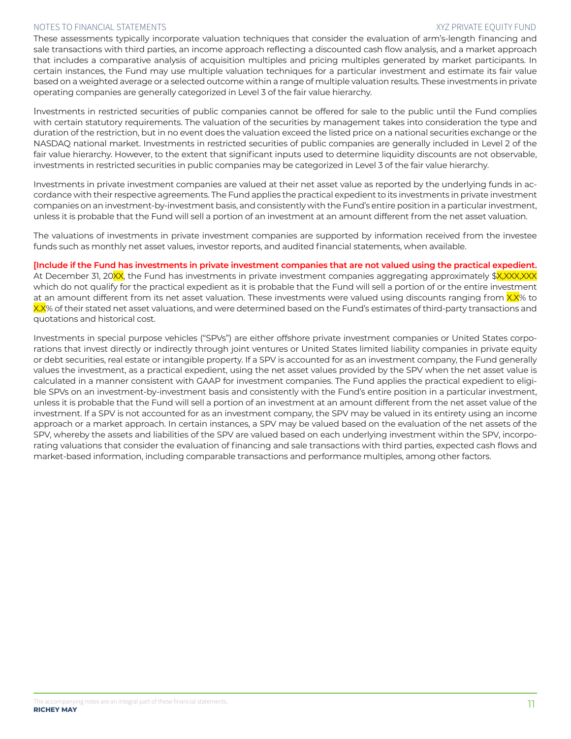These assessments typically incorporate valuation techniques that consider the evaluation of arm's-length financing and sale transactions with third parties, an income approach reflecting a discounted cash flow analysis, and a market approach that includes a comparative analysis of acquisition multiples and pricing multiples generated by market participants. In certain instances, the Fund may use multiple valuation techniques for a particular investment and estimate its fair value based on a weighted average or a selected outcome within a range of multiple valuation results. These investments in private operating companies are generally categorized in Level 3 of the fair value hierarchy.

Investments in restricted securities of public companies cannot be offered for sale to the public until the Fund complies with certain statutory requirements. The valuation of the securities by management takes into consideration the type and duration of the restriction, but in no event does the valuation exceed the listed price on a national securities exchange or the NASDAQ national market. Investments in restricted securities of public companies are generally included in Level 2 of the fair value hierarchy. However, to the extent that significant inputs used to determine liquidity discounts are not observable, investments in restricted securities in public companies may be categorized in Level 3 of the fair value hierarchy.

Investments in private investment companies are valued at their net asset value as reported by the underlying funds in accordance with their respective agreements. The Fund applies the practical expedient to its investments in private investment companies on an investment-by-investment basis, and consistently with the Fund's entire position in a particular investment, unless it is probable that the Fund will sell a portion of an investment at an amount different from the net asset valuation.

The valuations of investments in private investment companies are supported by information received from the investee funds such as monthly net asset values, investor reports, and audited financial statements, when available.

**[Include if the Fund has investments in private investment companies that are not valued using the practical expedient.** At December 31, 20XX, the Fund has investments in private investment companies aggregating approximately $X,XXX,XXX which do not qualify for the practical expedient as it is probable that the Fund will sell a portion of or the entire investment at an amount different from its net asset valuation. These investments were valued using discounts ranging from X.X% to X.X% of their stated net asset valuations, and were determined based on the Fund's estimates of third-party transactions and quotations and historical cost.

Investments in special purpose vehicles ("SPVs") are either offshore private investment companies or United States corporations that invest directly or indirectly through joint ventures or United States limited liability companies in private equity or debt securities, real estate or intangible property. If a SPV is accounted for as an investment company, the Fund generally values the investment, as a practical expedient, using the net asset values provided by the SPV when the net asset value is calculated in a manner consistent with GAAP for investment companies. The Fund applies the practical expedient to eligible SPVs on an investment-by-investment basis and consistently with the Fund's entire position in a particular investment, unless it is probable that the Fund will sell a portion of an investment at an amount different from the net asset value of the investment. If a SPV is not accounted for as an investment company, the SPV may be valued in its entirety using an income approach or a market approach. In certain instances, a SPV may be valued based on the evaluation of the net assets of the SPV, whereby the assets and liabilities of the SPV are valued based on each underlying investment within the SPV, incorporating valuations that consider the evaluation of financing and sale transactions with third parties, expected cash flows and market-based information, including comparable transactions and performance multiples, among other factors.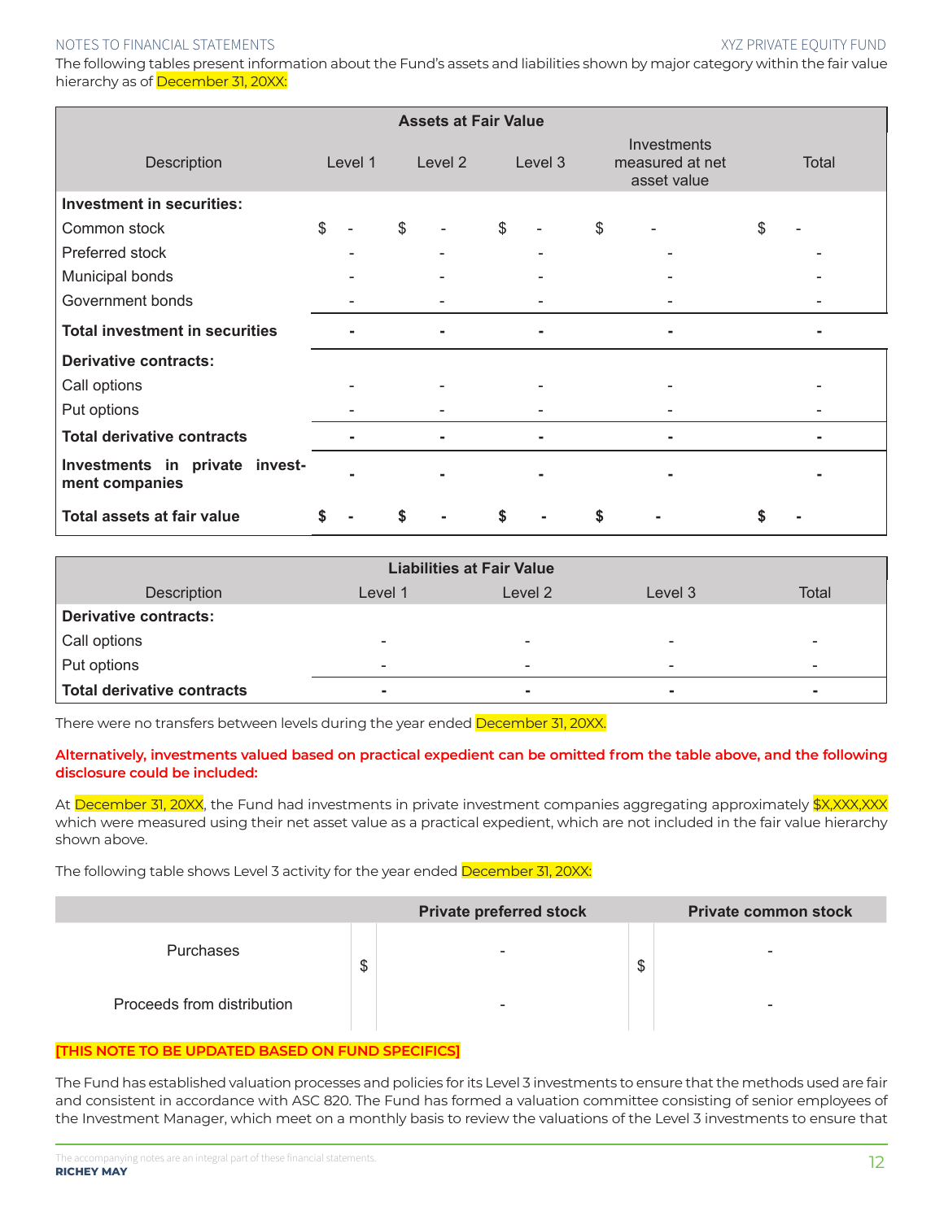The following tables present information about the Fund's assets and liabilities shown by major category within the fair value hierarchy as of December 31, 20XX:

| Assets at Fair Value | | | | | |
|---|---|---|---|---|---|
| Description | Level 1 | Level 2 | Level 3 | Investments measured at net asset value | Total |
| **Investment in securities:** | | | | | |
| Common stock | $ - | $ - | $ - | $ - | $ - |
| Preferred stock | - | - | - | - | - |
| Municipal bonds | - | - | - | - | - |
| Government bonds | - | - | - | - | - |
| **Total investment in securities** | **-** | **-** | **-** | **-** | **-** |
| **Derivative contracts:** | | | | | |
| Call options | - | - | - | - | - |
| Put options | - | - | - | - | - |
| **Total derivative contracts** | **-** | **-** | **-** | **-** | **-** |
| **Investments in private investment companies** | **-** | **-** | **-** | **-** | **-** |
| **Total assets at fair value** | **$ -** | **$ -** | **$ -** | **$ -** | **$ -** |

| Liabilities at Fair Value | | | | |
|---|---|---|---|---|
| Description | Level 1 | Level 2 | Level 3 | Total |
| **Derivative contracts:** | | | | |
| Call options | - | - | - | - |
| Put options | - | - | - | - |
| **Total derivative contracts** | **-** | **-** | **-** | **-** |

There were no transfers between levels during the year ended December 31, 20XX.

**Alternatively, investments valued based on practical expedient can be omitted from the table above, and the following disclosure could be included:**

At December 31, 20XX, the Fund had investments in private investment companies aggregating approximately $X,XXX,XXX which were measured using their net asset value as a practical expedient, which are not included in the fair value hierarchy shown above.

The following table shows Level 3 activity for the year ended December 31, 20XX:

| | Private preferred stock | Private common stock |
|---|---|---|
| Purchases | $ - | $ - |
| Proceeds from distribution | - | - |

**[THIS NOTE TO BE UPDATED BASED ON FUND SPECIFICS]**

The Fund has established valuation processes and policies for its Level 3 investments to ensure that the methods used are fair and consistent in accordance with ASC 820. The Fund has formed a valuation committee consisting of senior employees of the Investment Manager, which meet on a monthly basis to review the valuations of the Level 3 investments to ensure that

The accompanying notes are an integral part of these financial statements.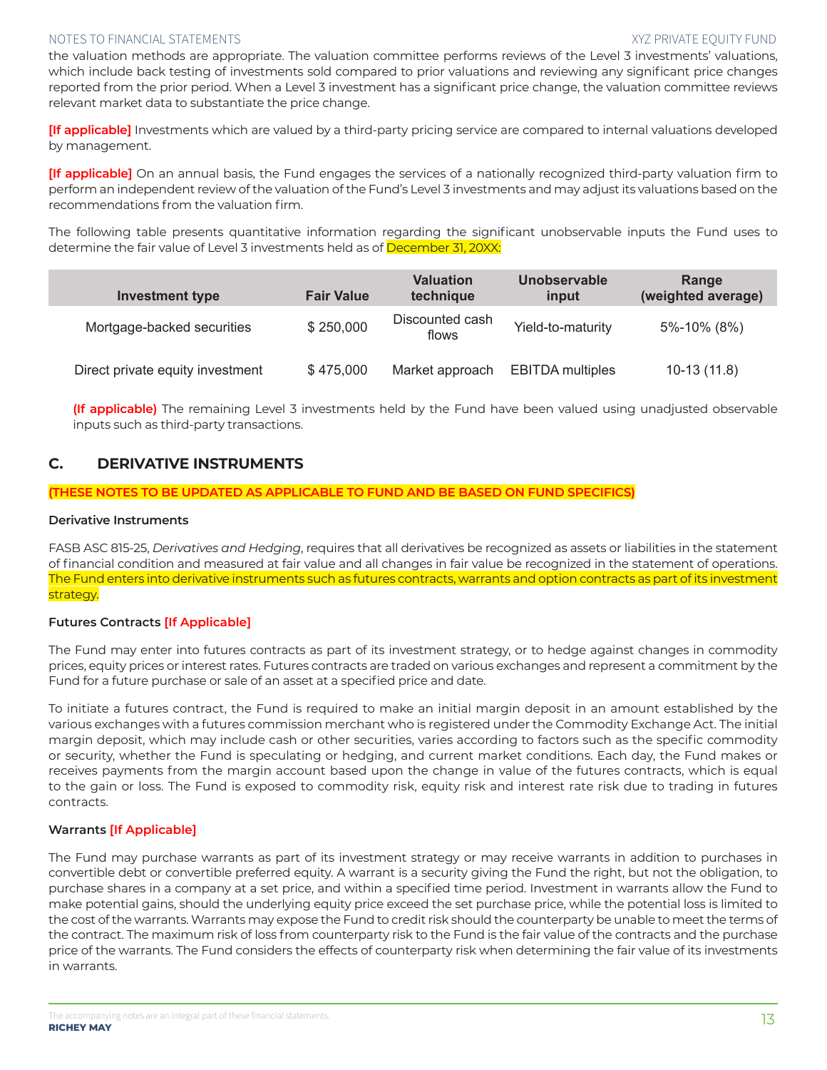the valuation methods are appropriate. The valuation committee performs reviews of the Level 3 investments' valuations, which include back testing of investments sold compared to prior valuations and reviewing any significant price changes reported from the prior period. When a Level 3 investment has a significant price change, the valuation committee reviews relevant market data to substantiate the price change.

**[If applicable]** Investments which are valued by a third-party pricing service are compared to internal valuations developed by management.

**[If applicable]** On an annual basis, the Fund engages the services of a nationally recognized third-party valuation firm to perform an independent review of the valuation of the Fund's Level 3 investments and may adjust its valuations based on the recommendations from the valuation firm.

The following table presents quantitative information regarding the significant unobservable inputs the Fund uses to determine the fair value of Level 3 investments held as of December 31, 20XX:

| Investment type | Fair Value | Valuation technique | Unobservable input | Range (weighted average) |
|---|---|---|---|---|
| Mortgage-backed securities | $ 250,000 | Discounted cash flows | Yield-to-maturity | 5%-10% (8%) |
| Direct private equity investment | $ 475,000 | Market approach | EBITDA multiples | 10-13 (11.8) |

**(If applicable)** The remaining Level 3 investments held by the Fund have been valued using unadjusted observable inputs such as third-party transactions.

## C. DERIVATIVE INSTRUMENTS

**(THESE NOTES TO BE UPDATED AS APPLICABLE TO FUND AND BE BASED ON FUND SPECIFICS)**

**Derivative Instruments**

FASB ASC 815-25, *Derivatives and Hedging*, requires that all derivatives be recognized as assets or liabilities in the statement of financial condition and measured at fair value and all changes in fair value be recognized in the statement of operations. The Fund enters into derivative instruments such as futures contracts, warrants and option contracts as part of its investment strategy.

**Futures Contracts [If Applicable]**

The Fund may enter into futures contracts as part of its investment strategy, or to hedge against changes in commodity prices, equity prices or interest rates. Futures contracts are traded on various exchanges and represent a commitment by the Fund for a future purchase or sale of an asset at a specified price and date.

To initiate a futures contract, the Fund is required to make an initial margin deposit in an amount established by the various exchanges with a futures commission merchant who is registered under the Commodity Exchange Act. The initial margin deposit, which may include cash or other securities, varies according to factors such as the specific commodity or security, whether the Fund is speculating or hedging, and current market conditions. Each day, the Fund makes or receives payments from the margin account based upon the change in value of the futures contracts, which is equal to the gain or loss. The Fund is exposed to commodity risk, equity risk and interest rate risk due to trading in futures contracts.

**Warrants [If Applicable]**

The Fund may purchase warrants as part of its investment strategy or may receive warrants in addition to purchases in convertible debt or convertible preferred equity. A warrant is a security giving the Fund the right, but not the obligation, to purchase shares in a company at a set price, and within a specified time period. Investment in warrants allow the Fund to make potential gains, should the underlying equity price exceed the set purchase price, while the potential loss is limited to the cost of the warrants. Warrants may expose the Fund to credit risk should the counterparty be unable to meet the terms of the contract. The maximum risk of loss from counterparty risk to the Fund is the fair value of the contracts and the purchase price of the warrants. The Fund considers the effects of counterparty risk when determining the fair value of its investments in warrants.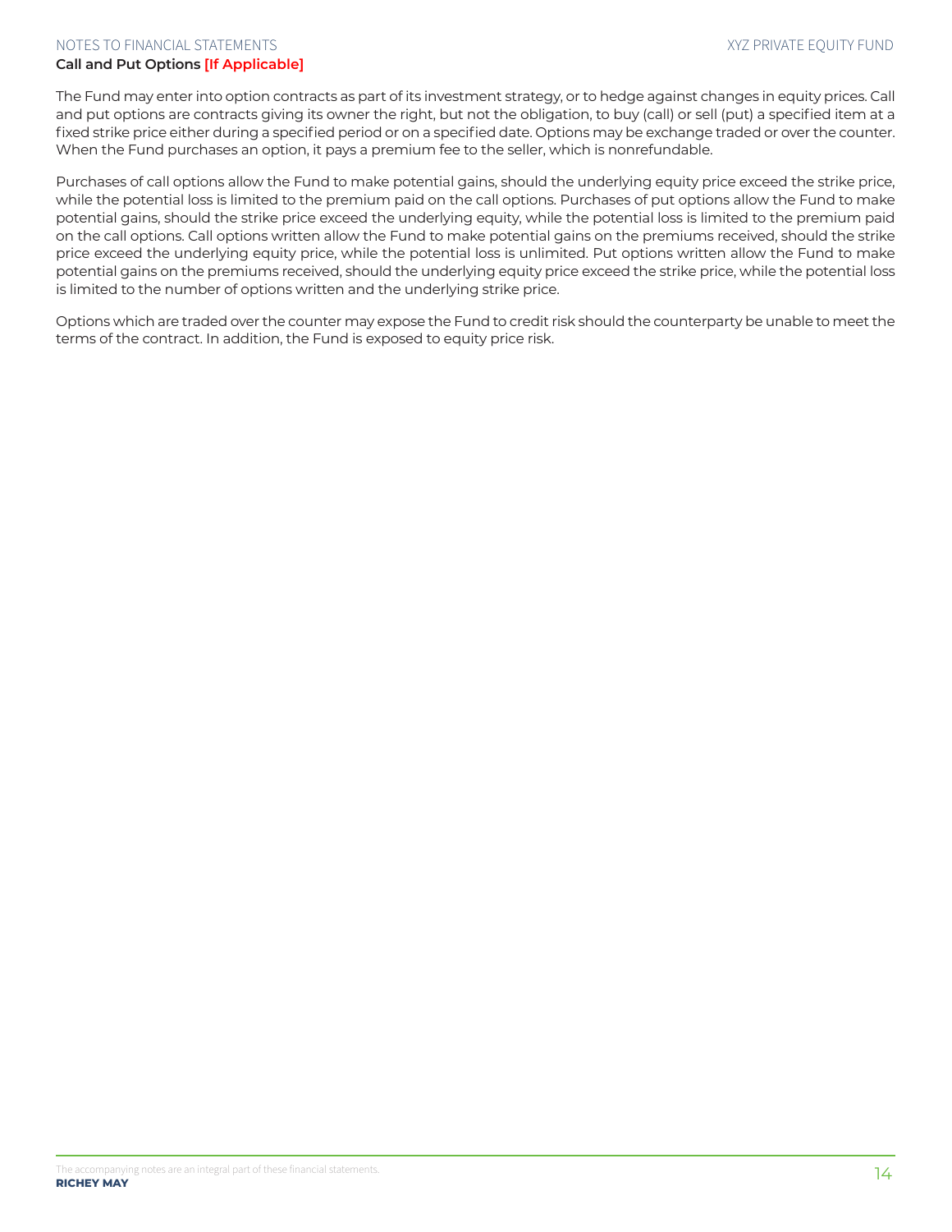### Call and Put Options [If Applicable]

The Fund may enter into option contracts as part of its investment strategy, or to hedge against changes in equity prices. Call and put options are contracts giving its owner the right, but not the obligation, to buy (call) or sell (put) a specified item at a fixed strike price either during a specified period or on a specified date. Options may be exchange traded or over the counter. When the Fund purchases an option, it pays a premium fee to the seller, which is nonrefundable.

Purchases of call options allow the Fund to make potential gains, should the underlying equity price exceed the strike price, while the potential loss is limited to the premium paid on the call options. Purchases of put options allow the Fund to make potential gains, should the strike price exceed the underlying equity, while the potential loss is limited to the premium paid on the call options. Call options written allow the Fund to make potential gains on the premiums received, should the strike price exceed the underlying equity price, while the potential loss is unlimited. Put options written allow the Fund to make potential gains on the premiums received, should the underlying equity price exceed the strike price, while the potential loss is limited to the number of options written and the underlying strike price.

Options which are traded over the counter may expose the Fund to credit risk should the counterparty be unable to meet the terms of the contract. In addition, the Fund is exposed to equity price risk.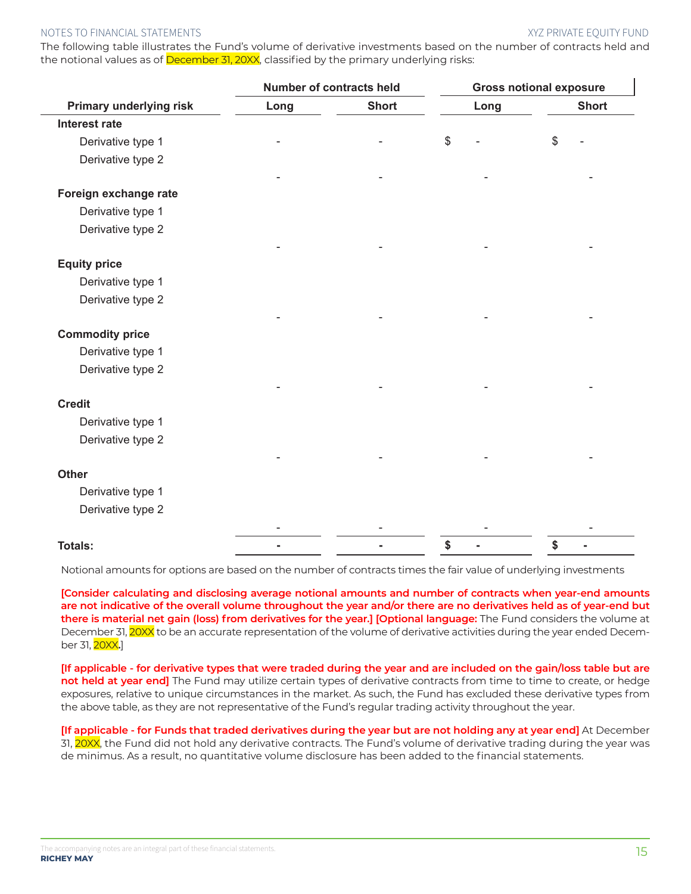The following table illustrates the Fund's volume of derivative investments based on the number of contracts held and the notional values as of December 31, 20XX, classified by the primary underlying risks:

| | Number of contracts held | | Gross notional exposure | |
|---|---|---|---|---|
| **Primary underlying risk** | **Long** | **Short** | **Long** | **Short** |
| **Interest rate** | | | | |
| Derivative type 1 | - | - | $ - | $ - |
| Derivative type 2 | | | | |
| | - | - | - | - |
| **Foreign exchange rate** | | | | |
| Derivative type 1 | | | | |
| Derivative type 2 | | | | |
| | - | - | - | - |
| **Equity price** | | | | |
| Derivative type 1 | | | | |
| Derivative type 2 | | | | |
| | - | - | - | - |
| **Commodity price** | | | | |
| Derivative type 1 | | | | |
| Derivative type 2 | | | | |
| | - | - | - | - |
| **Credit** | | | | |
| Derivative type 1 | | | | |
| Derivative type 2 | | | | |
| | - | - | - | - |
| **Other** | | | | |
| Derivative type 1 | | | | |
| Derivative type 2 | | | | |
| | - | - | - | - |
| **Totals:** | **-** | **-** | **$ -** | **$ -** |

Notional amounts for options are based on the number of contracts times the fair value of underlying investments

**[Consider calculating and disclosing average notional amounts and number of contracts when year-end amounts are not indicative of the overall volume throughout the year and/or there are no derivatives held as of year-end but there is material net gain (loss) from derivatives for the year.] [Optional language:** The Fund considers the volume at December 31, 20XX to be an accurate representation of the volume of derivative activities during the year ended December 31, 20XX.]

**[If applicable - for derivative types that were traded during the year and are included on the gain/loss table but are not held at year end]** The Fund may utilize certain types of derivative contracts from time to time to create, or hedge exposures, relative to unique circumstances in the market. As such, the Fund has excluded these derivative types from the above table, as they are not representative of the Fund's regular trading activity throughout the year.

**[If applicable - for Funds that traded derivatives during the year but are not holding any at year end]** At December 31, 20XX, the Fund did not hold any derivative contracts. The Fund's volume of derivative trading during the year was de minimus. As a result, no quantitative volume disclosure has been added to the financial statements.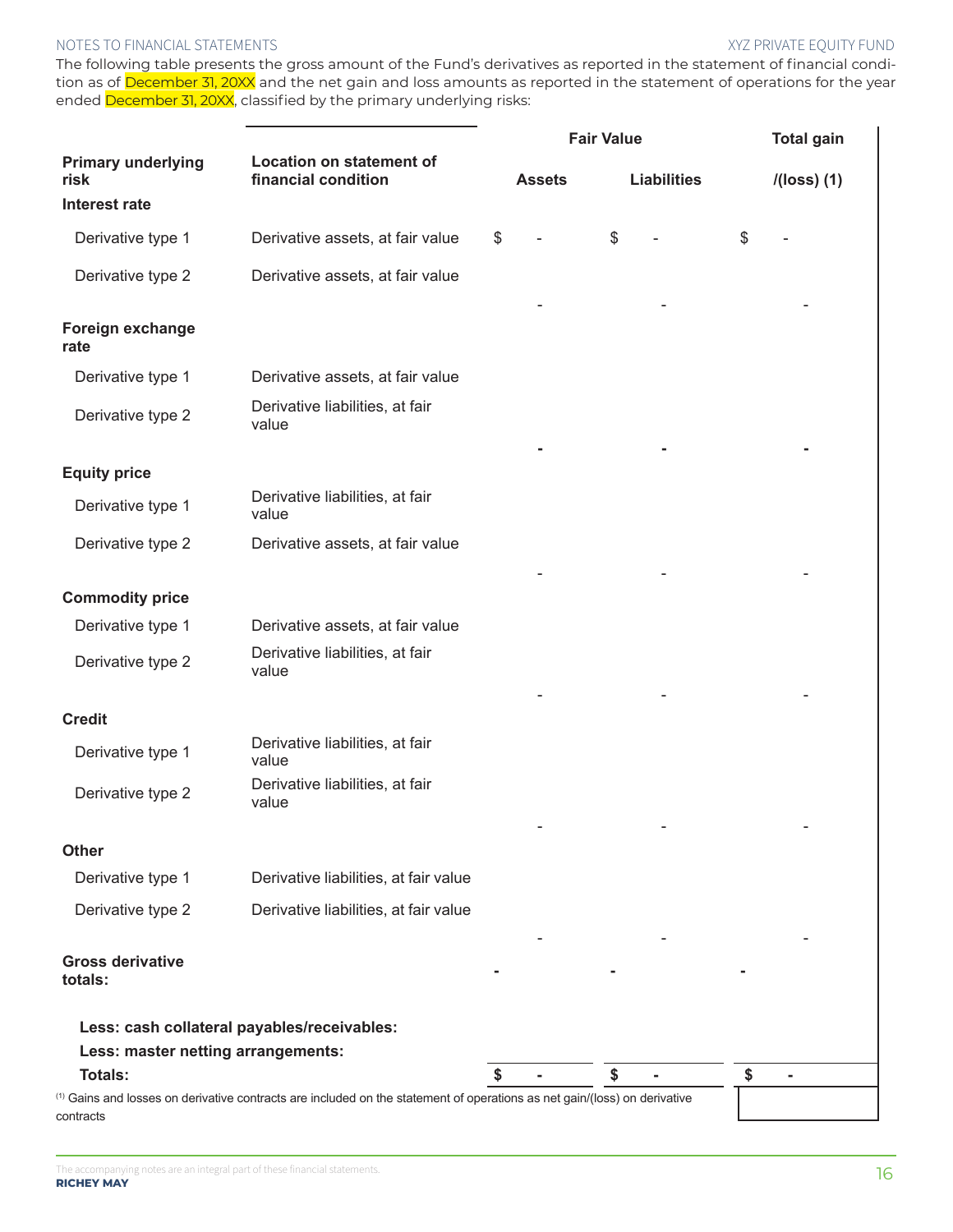The following table presents the gross amount of the Fund's derivatives as reported in the statement of financial condition as of December 31, 20XX and the net gain and loss amounts as reported in the statement of operations for the year ended December 31, 20XX, classified by the primary underlying risks:

| Primary underlying risk | Location on statement of financial condition | Fair Value | | Total gain |
|---|---|---|---|---|
| | | Assets | Liabilities | /(loss) (1) |
| **Interest rate** | | | | |
| Derivative type 1 | Derivative assets, at fair value | $ - | $ - | $ - |
| Derivative type 2 | Derivative assets, at fair value | | | |
| | | - | - | - |
| **Foreign exchange rate** | | | | |
| Derivative type 1 | Derivative assets, at fair value | | | |
| Derivative type 2 | Derivative liabilities, at fair value | | | |
| | | - | - | - |
| **Equity price** | | | | |
| Derivative type 1 | Derivative liabilities, at fair value | | | |
| Derivative type 2 | Derivative assets, at fair value | | | |
| | | - | - | - |
| **Commodity price** | | | | |
| Derivative type 1 | Derivative assets, at fair value | | | |
| Derivative type 2 | Derivative liabilities, at fair value | | | |
| | | - | - | - |
| **Credit** | | | | |
| Derivative type 1 | Derivative liabilities, at fair value | | | |
| Derivative type 2 | Derivative liabilities, at fair value | | | |
| | | - | - | - |
| **Other** | | | | |
| Derivative type 1 | Derivative liabilities, at fair value | | | |
| Derivative type 2 | Derivative liabilities, at fair value | | | |
| | | - | - | - |
| **Gross derivative totals:** | | - | - | - |
| **Less: cash collateral payables/receivables:** | | | | |
| **Less: master netting arrangements:** | | | | |
| **Totals:** | | **$ -** | **$ -** | **$ -** |

(1) Gains and losses on derivative contracts are included on the statement of operations as net gain/(loss) on derivative contracts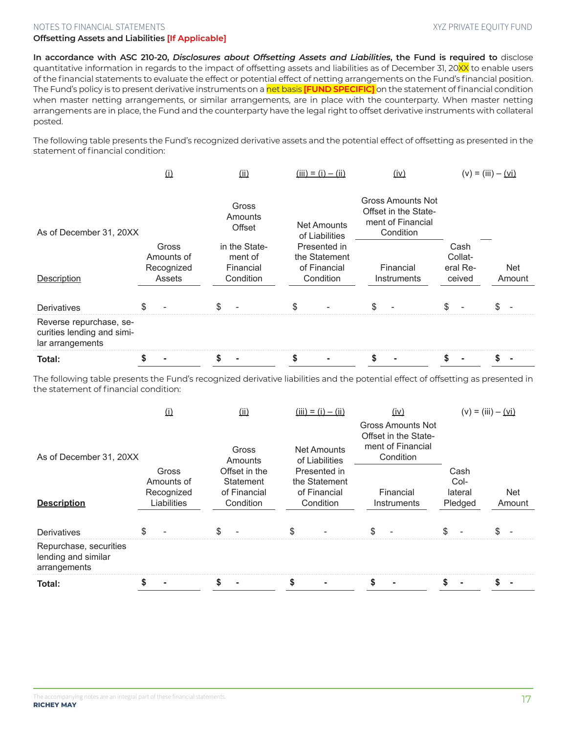**Offsetting Assets and Liabilities [If Applicable]**

**In accordance with ASC 210-20, *Disclosures about Offsetting Assets and Liabilities*, the Fund is required to** disclose quantitative information in regards to the impact of offsetting assets and liabilities as of December 31, 20XX to enable users of the financial statements to evaluate the effect or potential effect of netting arrangements on the Fund's financial position. The Fund's policy is to present derivative instruments on a net basis **[FUND SPECIFIC]** on the statement of financial condition when master netting arrangements, or similar arrangements, are in place with the counterparty. When master netting arrangements are in place, the Fund and the counterparty have the legal right to offset derivative instruments with collateral posted.

The following table presents the Fund's recognized derivative assets and the potential effect of offsetting as presented in the statement of financial condition:

| | (i) | (ii) | (iii) = (i) – (ii) | (iv) | (v) = (iii) – (vi) | |
|---|---|---|---|---|---|---|
| As of December 31, 20XX | | | | Gross Amounts Not Offset in the Statement of Financial Condition | | |
| Description | Gross Amounts of Recognized Assets | Gross Amounts Offset in the Statement of Financial Condition | Net Amounts of Liabilities Presented in the Statement of Financial Condition | Financial Instruments | Cash Collateral Received | Net Amount |
| Derivatives | $ - | $ - | $ - | $ - | $ - | $ - |
| Reverse repurchase, securities lending and similar arrangements | | | | | | |
| **Total:** | **$ -** | **$ -** | **$ -** | **$ -** | **$ -** | **$ -** |

The following table presents the Fund's recognized derivative liabilities and the potential effect of offsetting as presented in the statement of financial condition:

| | (i) | (ii) | (iii) = (i) – (ii) | (iv) | (v) = (iii) – (vi) | |
|---|---|---|---|---|---|---|
| As of December 31, 20XX | | | | Gross Amounts Not Offset in the Statement of Financial Condition | | |
| **Description** | Gross Amounts of Recognized Liabilities | Gross Amounts Offset in the Statement of Financial Condition | Net Amounts of Liabilities Presented in the Statement of Financial Condition | Financial Instruments | Cash Collateral Pledged | Net Amount |
| Derivatives | $ - | $ - | $ - | $ - | $ - | $ - |
| Repurchase, securities lending and similar arrangements | | | | | | |
| **Total:** | **$ -** | **$ -** | **$ -** | **$ -** | **$ -** | **$ -** |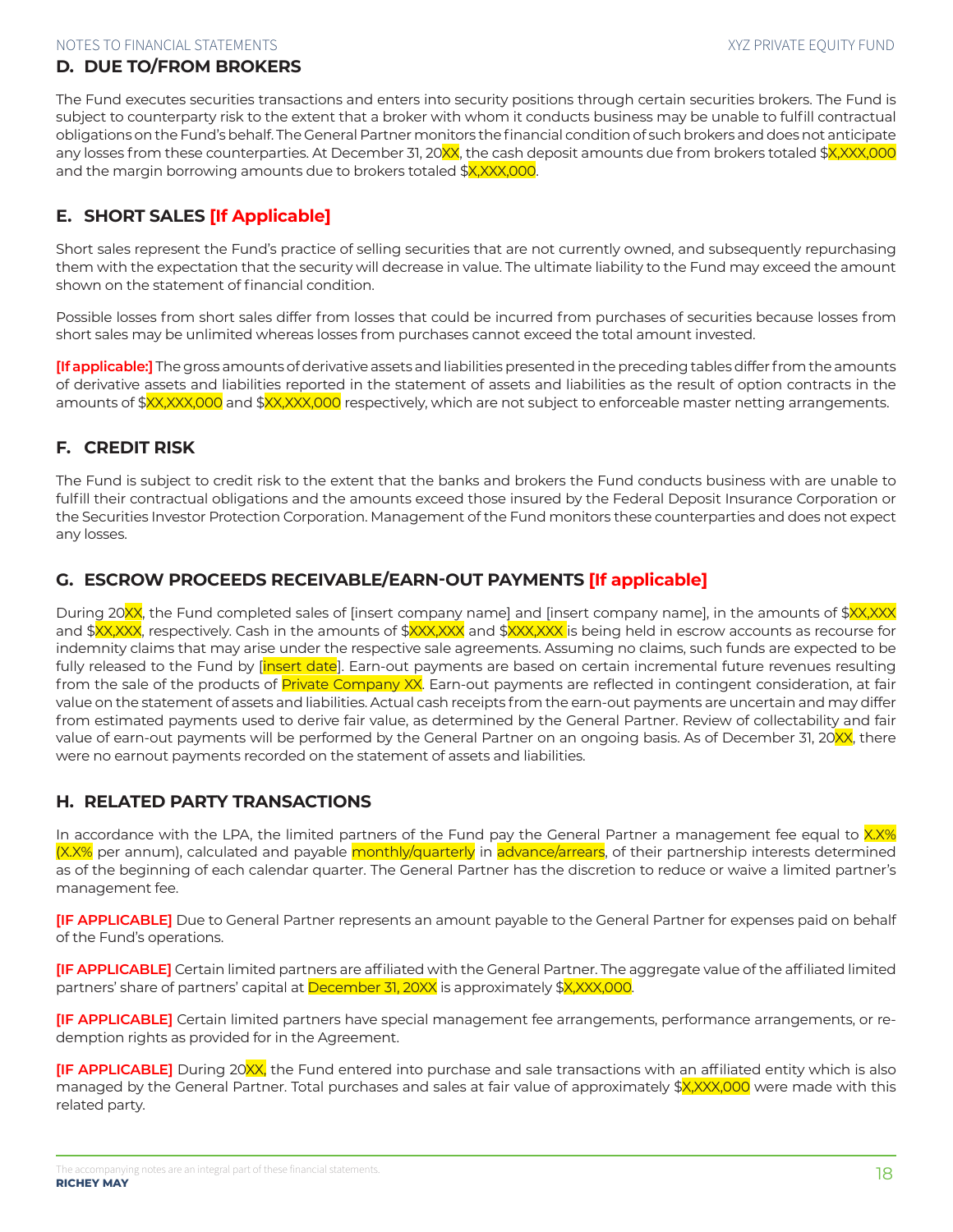## D. DUE TO/FROM BROKERS

The Fund executes securities transactions and enters into security positions through certain securities brokers. The Fund is subject to counterparty risk to the extent that a broker with whom it conducts business may be unable to fulfill contractual obligations on the Fund's behalf. The General Partner monitors the financial condition of such brokers and does not anticipate any losses from these counterparties. At December 31, 20XX, the cash deposit amounts due from brokers totaled $X,XXX,000 and the margin borrowing amounts due to brokers totaled $X,XXX,000.

## E. SHORT SALES **[If Applicable]**

Short sales represent the Fund's practice of selling securities that are not currently owned, and subsequently repurchasing them with the expectation that the security will decrease in value. The ultimate liability to the Fund may exceed the amount shown on the statement of financial condition.

Possible losses from short sales differ from losses that could be incurred from purchases of securities because losses from short sales may be unlimited whereas losses from purchases cannot exceed the total amount invested.

**[If applicable:]** The gross amounts of derivative assets and liabilities presented in the preceding tables differ from the amounts of derivative assets and liabilities reported in the statement of assets and liabilities as the result of option contracts in the amounts of $XX,XXX,000 and $XX,XXX,000 respectively, which are not subject to enforceable master netting arrangements.

## F. CREDIT RISK

The Fund is subject to credit risk to the extent that the banks and brokers the Fund conducts business with are unable to fulfill their contractual obligations and the amounts exceed those insured by the Federal Deposit Insurance Corporation or the Securities Investor Protection Corporation. Management of the Fund monitors these counterparties and does not expect any losses.

## G. ESCROW PROCEEDS RECEIVABLE/EARN-OUT PAYMENTS **[If applicable]**

During 20XX, the Fund completed sales of [insert company name] and [insert company name], in the amounts of $XX,XXX and $XX,XXX, respectively. Cash in the amounts of $XXX,XXX and $XXX,XXX is being held in escrow accounts as recourse for indemnity claims that may arise under the respective sale agreements. Assuming no claims, such funds are expected to be fully released to the Fund by [insert date]. Earn-out payments are based on certain incremental future revenues resulting from the sale of the products of Private Company XX. Earn-out payments are reflected in contingent consideration, at fair value on the statement of assets and liabilities. Actual cash receipts from the earn-out payments are uncertain and may differ from estimated payments used to derive fair value, as determined by the General Partner. Review of collectability and fair value of earn-out payments will be performed by the General Partner on an ongoing basis. As of December 31, 20XX, there were no earnout payments recorded on the statement of assets and liabilities.

## H. RELATED PARTY TRANSACTIONS

In accordance with the LPA, the limited partners of the Fund pay the General Partner a management fee equal to X.X% (X.X% per annum), calculated and payable monthly/quarterly in advance/arrears, of their partnership interests determined as of the beginning of each calendar quarter. The General Partner has the discretion to reduce or waive a limited partner's management fee.

**[IF APPLICABLE]** Due to General Partner represents an amount payable to the General Partner for expenses paid on behalf of the Fund's operations.

**[IF APPLICABLE]** Certain limited partners are affiliated with the General Partner. The aggregate value of the affiliated limited partners' share of partners' capital at December 31, 20XX is approximately $X,XXX,000.

**[IF APPLICABLE]** Certain limited partners have special management fee arrangements, performance arrangements, or redemption rights as provided for in the Agreement.

**[IF APPLICABLE]** During 20XX, the Fund entered into purchase and sale transactions with an affiliated entity which is also managed by the General Partner. Total purchases and sales at fair value of approximately $X,XXX,000 were made with this related party.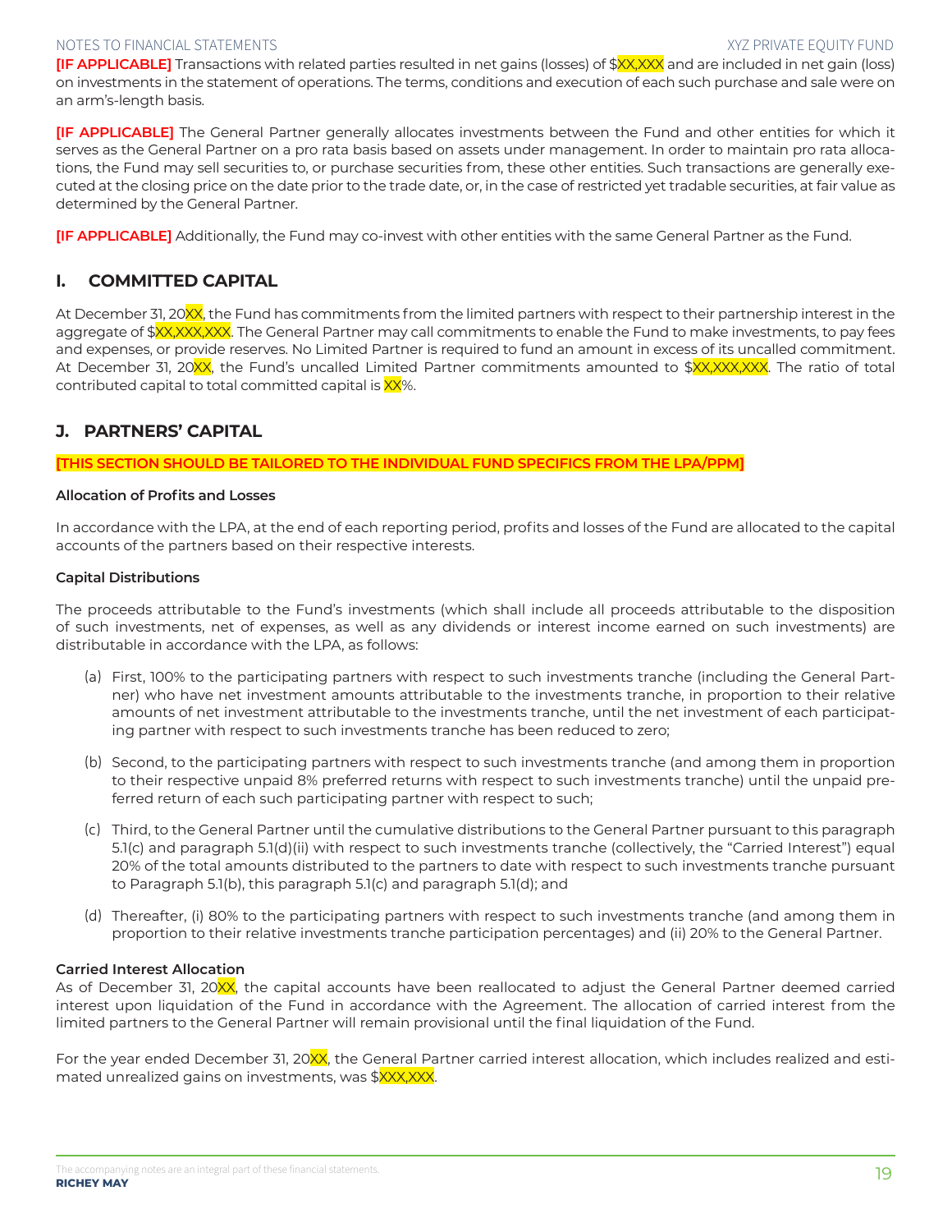**[IF APPLICABLE]** Transactions with related parties resulted in net gains (losses) of $XX,XXX and are included in net gain (loss) on investments in the statement of operations. The terms, conditions and execution of each such purchase and sale were on an arm's-length basis.

**[IF APPLICABLE]** The General Partner generally allocates investments between the Fund and other entities for which it serves as the General Partner on a pro rata basis based on assets under management. In order to maintain pro rata allocations, the Fund may sell securities to, or purchase securities from, these other entities. Such transactions are generally executed at the closing price on the date prior to the trade date, or, in the case of restricted yet tradable securities, at fair value as determined by the General Partner.

**[IF APPLICABLE]** Additionally, the Fund may co-invest with other entities with the same General Partner as the Fund.

## I. COMMITTED CAPITAL

At December 31, 20XX, the Fund has commitments from the limited partners with respect to their partnership interest in the aggregate of $XX,XXX,XXX. The General Partner may call commitments to enable the Fund to make investments, to pay fees and expenses, or provide reserves. No Limited Partner is required to fund an amount in excess of its uncalled commitment. At December 31, 20XX, the Fund's uncalled Limited Partner commitments amounted to $XX,XXX,XXX. The ratio of total contributed capital to total committed capital is XX%.

## J. PARTNERS' CAPITAL

**[THIS SECTION SHOULD BE TAILORED TO THE INDIVIDUAL FUND SPECIFICS FROM THE LPA/PPM]**

### Allocation of Profits and Losses

In accordance with the LPA, at the end of each reporting period, profits and losses of the Fund are allocated to the capital accounts of the partners based on their respective interests.

### Capital Distributions

The proceeds attributable to the Fund's investments (which shall include all proceeds attributable to the disposition of such investments, net of expenses, as well as any dividends or interest income earned on such investments) are distributable in accordance with the LPA, as follows:

(a) First, 100% to the participating partners with respect to such investments tranche (including the General Partner) who have net investment amounts attributable to the investments tranche, in proportion to their relative amounts of net investment attributable to the investments tranche, until the net investment of each participating partner with respect to such investments tranche has been reduced to zero;

(b) Second, to the participating partners with respect to such investments tranche (and among them in proportion to their respective unpaid 8% preferred returns with respect to such investments tranche) until the unpaid preferred return of each such participating partner with respect to such;

(c) Third, to the General Partner until the cumulative distributions to the General Partner pursuant to this paragraph 5.1(c) and paragraph 5.1(d)(ii) with respect to such investments tranche (collectively, the "Carried Interest") equal 20% of the total amounts distributed to the partners to date with respect to such investments tranche pursuant to Paragraph 5.1(b), this paragraph 5.1(c) and paragraph 5.1(d); and

(d) Thereafter, (i) 80% to the participating partners with respect to such investments tranche (and among them in proportion to their relative investments tranche participation percentages) and (ii) 20% to the General Partner.

### Carried Interest Allocation

As of December 31, 20XX, the capital accounts have been reallocated to adjust the General Partner deemed carried interest upon liquidation of the Fund in accordance with the Agreement. The allocation of carried interest from the limited partners to the General Partner will remain provisional until the final liquidation of the Fund.

For the year ended December 31, 20XX, the General Partner carried interest allocation, which includes realized and estimated unrealized gains on investments, was $XXX,XXX.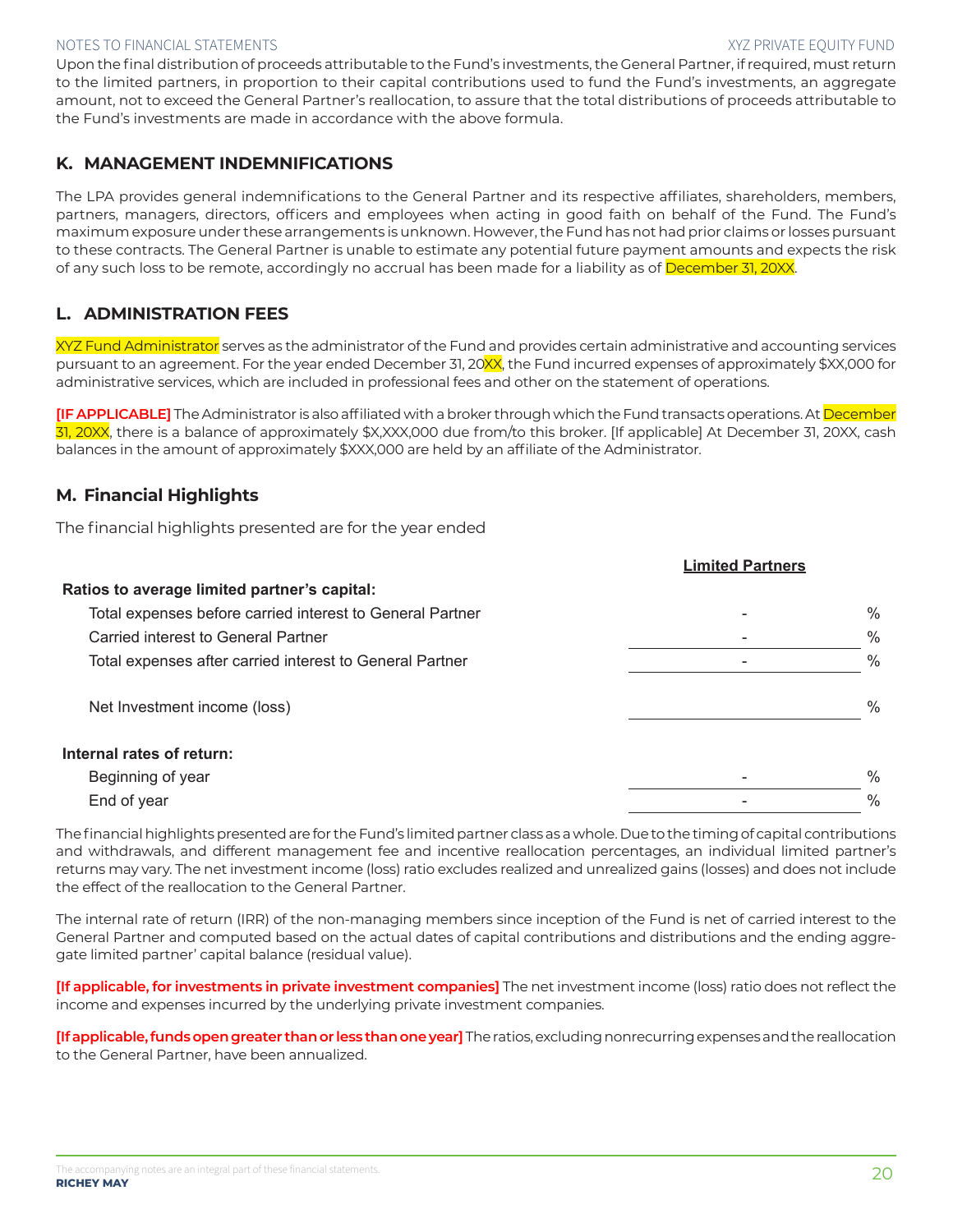Upon the final distribution of proceeds attributable to the Fund's investments, the General Partner, if required, must return to the limited partners, in proportion to their capital contributions used to fund the Fund's investments, an aggregate amount, not to exceed the General Partner's reallocation, to assure that the total distributions of proceeds attributable to the Fund's investments are made in accordance with the above formula.

## K. MANAGEMENT INDEMNIFICATIONS

The LPA provides general indemnifications to the General Partner and its respective affiliates, shareholders, members, partners, managers, directors, officers and employees when acting in good faith on behalf of the Fund. The Fund's maximum exposure under these arrangements is unknown. However, the Fund has not had prior claims or losses pursuant to these contracts. The General Partner is unable to estimate any potential future payment amounts and expects the risk of any such loss to be remote, accordingly no accrual has been made for a liability as of December 31, 20XX.

## L. ADMINISTRATION FEES

XYZ Fund Administrator serves as the administrator of the Fund and provides certain administrative and accounting services pursuant to an agreement. For the year ended December 31, 20XX, the Fund incurred expenses of approximately $XX,000 for administrative services, which are included in professional fees and other on the statement of operations.

**[IF APPLICABLE]** The Administrator is also affiliated with a broker through which the Fund transacts operations. At December 31, 20XX, there is a balance of approximately $X,XXX,000 due from/to this broker. [If applicable] At December 31, 20XX, cash balances in the amount of approximately $XXX,000 are held by an affiliate of the Administrator.

## M. Financial Highlights

The financial highlights presented are for the year ended

| | Limited Partners | |
|---|---|---|
| **Ratios to average limited partner's capital:** | | |
| Total expenses before carried interest to General Partner | - | % |
| Carried interest to General Partner | - | % |
| Total expenses after carried interest to General Partner | - | % |
| Net Investment income (loss) | | % |
| **Internal rates of return:** | | |
| Beginning of year | - | % |
| End of year | - | % |

The financial highlights presented are for the Fund's limited partner class as a whole. Due to the timing of capital contributions and withdrawals, and different management fee and incentive reallocation percentages, an individual limited partner's returns may vary. The net investment income (loss) ratio excludes realized and unrealized gains (losses) and does not include the effect of the reallocation to the General Partner.

The internal rate of return (IRR) of the non-managing members since inception of the Fund is net of carried interest to the General Partner and computed based on the actual dates of capital contributions and distributions and the ending aggregate limited partner' capital balance (residual value).

**[If applicable, for investments in private investment companies]** The net investment income (loss) ratio does not reflect the income and expenses incurred by the underlying private investment companies.

**[If applicable, funds open greater than or less than one year]** The ratios, excluding nonrecurring expenses and the reallocation to the General Partner, have been annualized.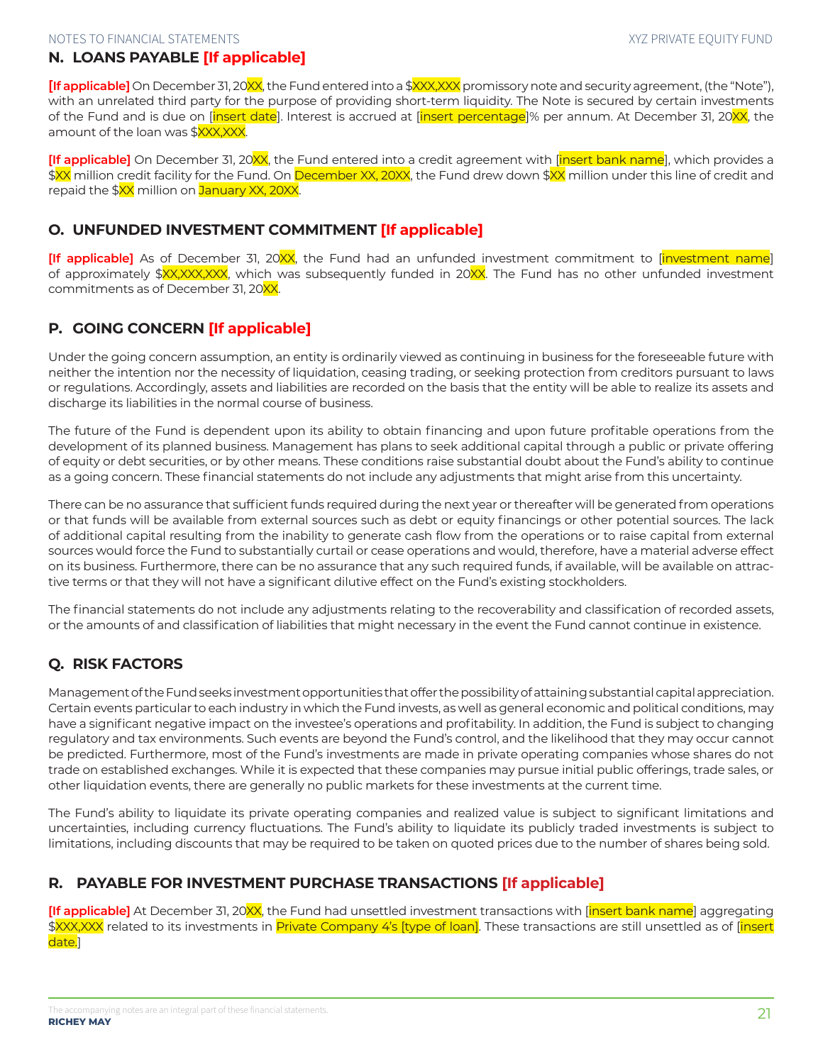## N. LOANS PAYABLE [If applicable]

**[If applicable]** On December 31, 20XX, the Fund entered into a $XXX,XXX promissory note and security agreement, (the "Note"), with an unrelated third party for the purpose of providing short-term liquidity. The Note is secured by certain investments of the Fund and is due on [insert date]. Interest is accrued at [insert percentage]% per annum. At December 31, 20XX, the amount of the loan was $XXX,XXX.

**[If applicable]** On December 31, 20XX, the Fund entered into a credit agreement with [insert bank name], which provides a $XX million credit facility for the Fund. On December XX, 20XX, the Fund drew down $XX million under this line of credit and repaid the $XX million on January XX, 20XX.

## O. UNFUNDED INVESTMENT COMMITMENT [If applicable]

**[If applicable]** As of December 31, 20XX, the Fund had an unfunded investment commitment to [investment name] of approximately $XX,XXX,XXX, which was subsequently funded in 20XX. The Fund has no other unfunded investment commitments as of December 31, 20XX.

## P. GOING CONCERN [If applicable]

Under the going concern assumption, an entity is ordinarily viewed as continuing in business for the foreseeable future with neither the intention nor the necessity of liquidation, ceasing trading, or seeking protection from creditors pursuant to laws or regulations. Accordingly, assets and liabilities are recorded on the basis that the entity will be able to realize its assets and discharge its liabilities in the normal course of business.

The future of the Fund is dependent upon its ability to obtain financing and upon future profitable operations from the development of its planned business. Management has plans to seek additional capital through a public or private offering of equity or debt securities, or by other means. These conditions raise substantial doubt about the Fund's ability to continue as a going concern. These financial statements do not include any adjustments that might arise from this uncertainty.

There can be no assurance that sufficient funds required during the next year or thereafter will be generated from operations or that funds will be available from external sources such as debt or equity financings or other potential sources. The lack of additional capital resulting from the inability to generate cash flow from the operations or to raise capital from external sources would force the Fund to substantially curtail or cease operations and would, therefore, have a material adverse effect on its business. Furthermore, there can be no assurance that any such required funds, if available, will be available on attractive terms or that they will not have a significant dilutive effect on the Fund's existing stockholders.

The financial statements do not include any adjustments relating to the recoverability and classification of recorded assets, or the amounts of and classification of liabilities that might necessary in the event the Fund cannot continue in existence.

## Q. RISK FACTORS

Management of the Fund seeks investment opportunities that offer the possibility of attaining substantial capital appreciation. Certain events particular to each industry in which the Fund invests, as well as general economic and political conditions, may have a significant negative impact on the investee's operations and profitability. In addition, the Fund is subject to changing regulatory and tax environments. Such events are beyond the Fund's control, and the likelihood that they may occur cannot be predicted. Furthermore, most of the Fund's investments are made in private operating companies whose shares do not trade on established exchanges. While it is expected that these companies may pursue initial public offerings, trade sales, or other liquidation events, there are generally no public markets for these investments at the current time.

The Fund's ability to liquidate its private operating companies and realized value is subject to significant limitations and uncertainties, including currency fluctuations. The Fund's ability to liquidate its publicly traded investments is subject to limitations, including discounts that may be required to be taken on quoted prices due to the number of shares being sold.

## R. PAYABLE FOR INVESTMENT PURCHASE TRANSACTIONS [If applicable]

**[If applicable]** At December 31, 20XX, the Fund had unsettled investment transactions with [insert bank name] aggregating $XXX,XXX related to its investments in Private Company 4's [type of loan]. These transactions are still unsettled as of [insert date.]

The accompanying notes are an integral part of these financial statements.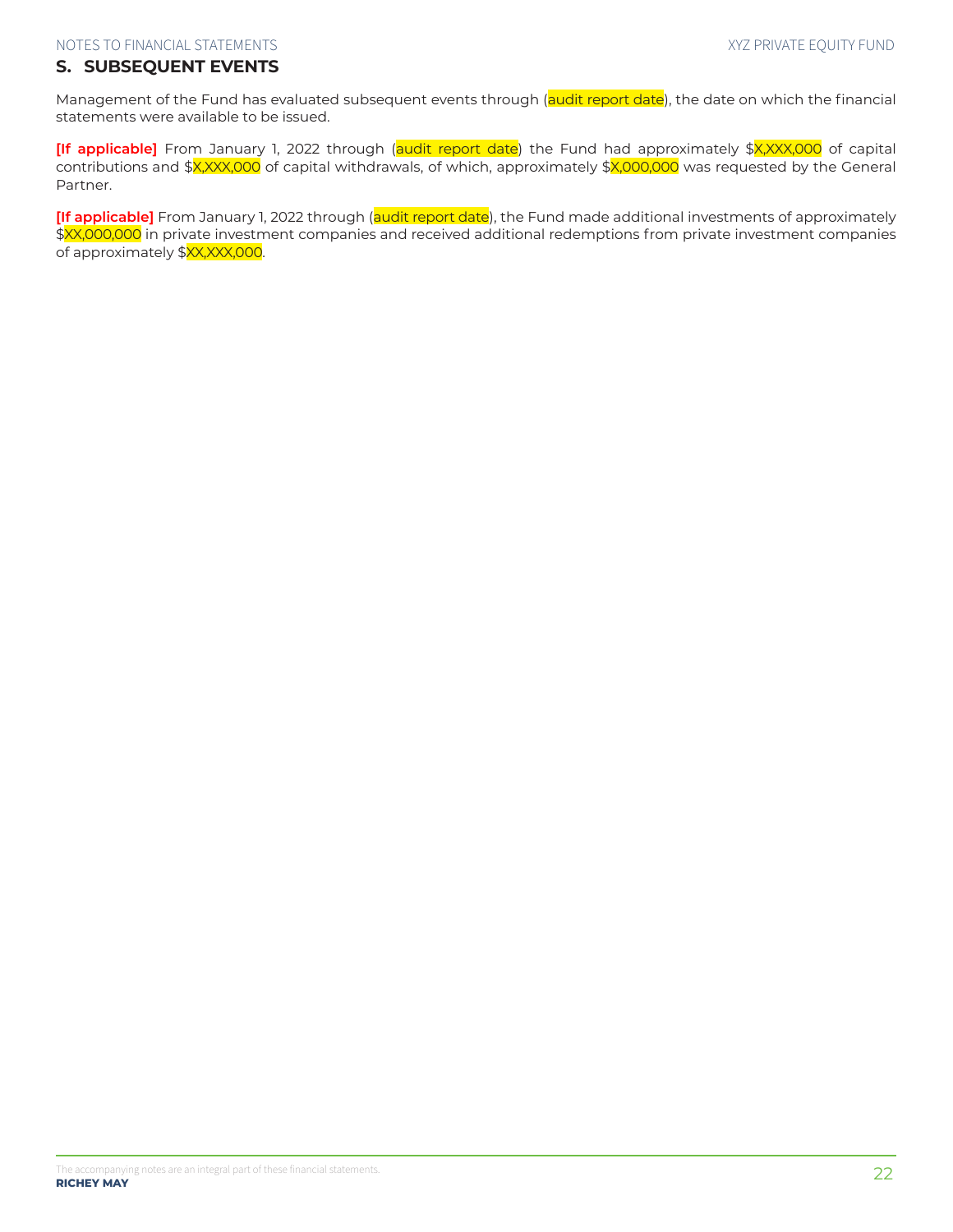## S. SUBSEQUENT EVENTS

Management of the Fund has evaluated subsequent events through (audit report date), the date on which the financial statements were available to be issued.

**[If applicable]** From January 1, 2022 through (audit report date) the Fund had approximately $X,XXX,000 of capital contributions and $X,XXX,000 of capital withdrawals, of which, approximately $X,000,000 was requested by the General Partner.

**[If applicable]** From January 1, 2022 through (audit report date), the Fund made additional investments of approximately $XX,000,000 in private investment companies and received additional redemptions from private investment companies of approximately $XX,XXX,000.